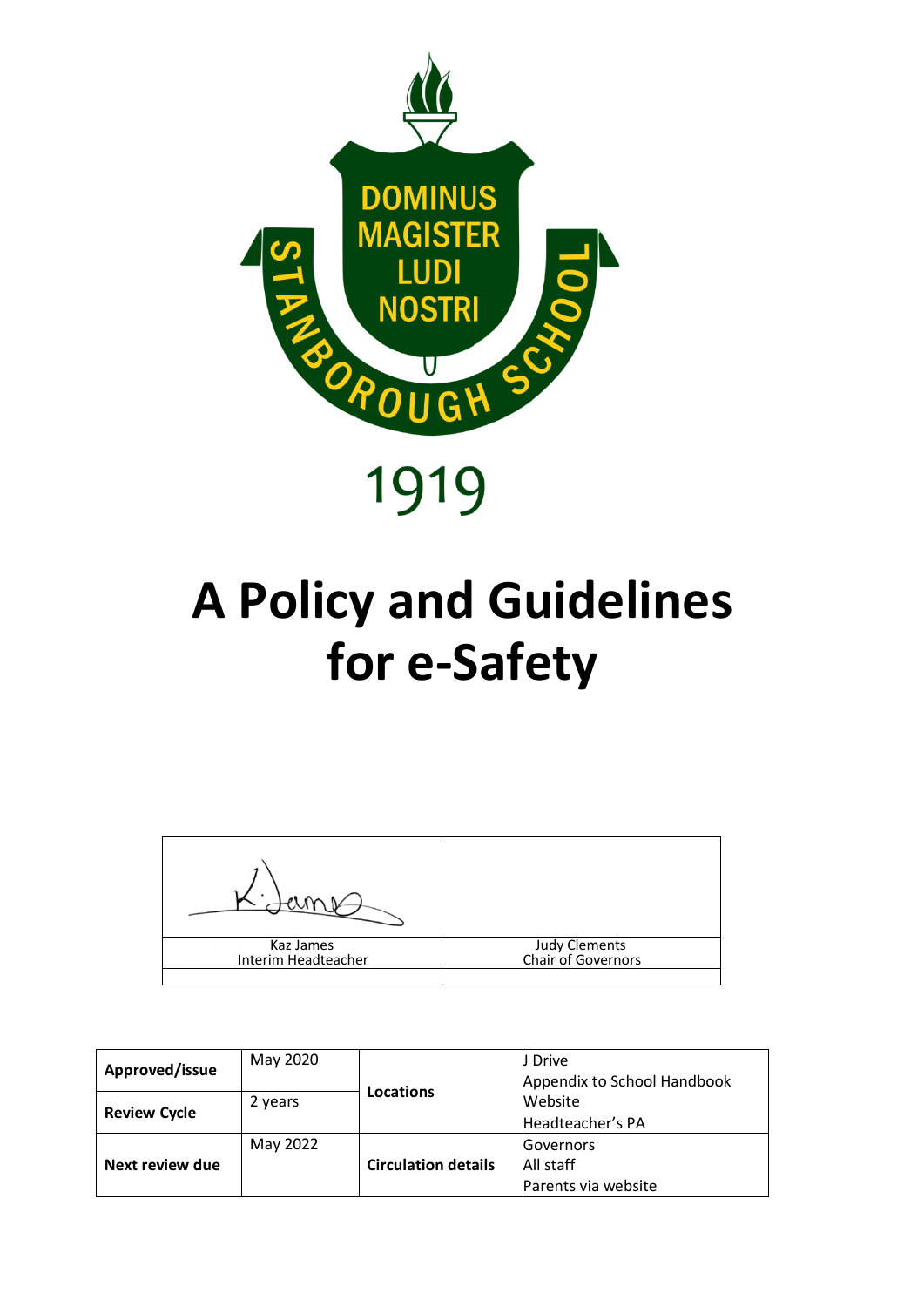DOMINUS MAGISTER LUDI NOSTRI

STANBOROUGH SCHOOL

1919

# A Policy and Guidelines for e-Safety

| | |
|---|---|
| Kaz James<br>Interim Headteacher | Judy Clements<br>Chair of Governors |
| | |

| | | | |
|---|---|---|---|
| **Approved/issue** | May 2020 | **Locations** | J Drive<br>Appendix to School Handbook<br>Website<br>Headteacher's PA |
| **Review Cycle** | 2 years | | |
| **Next review due** | May 2022 | **Circulation details** | Governors<br>All staff<br>Parents via website |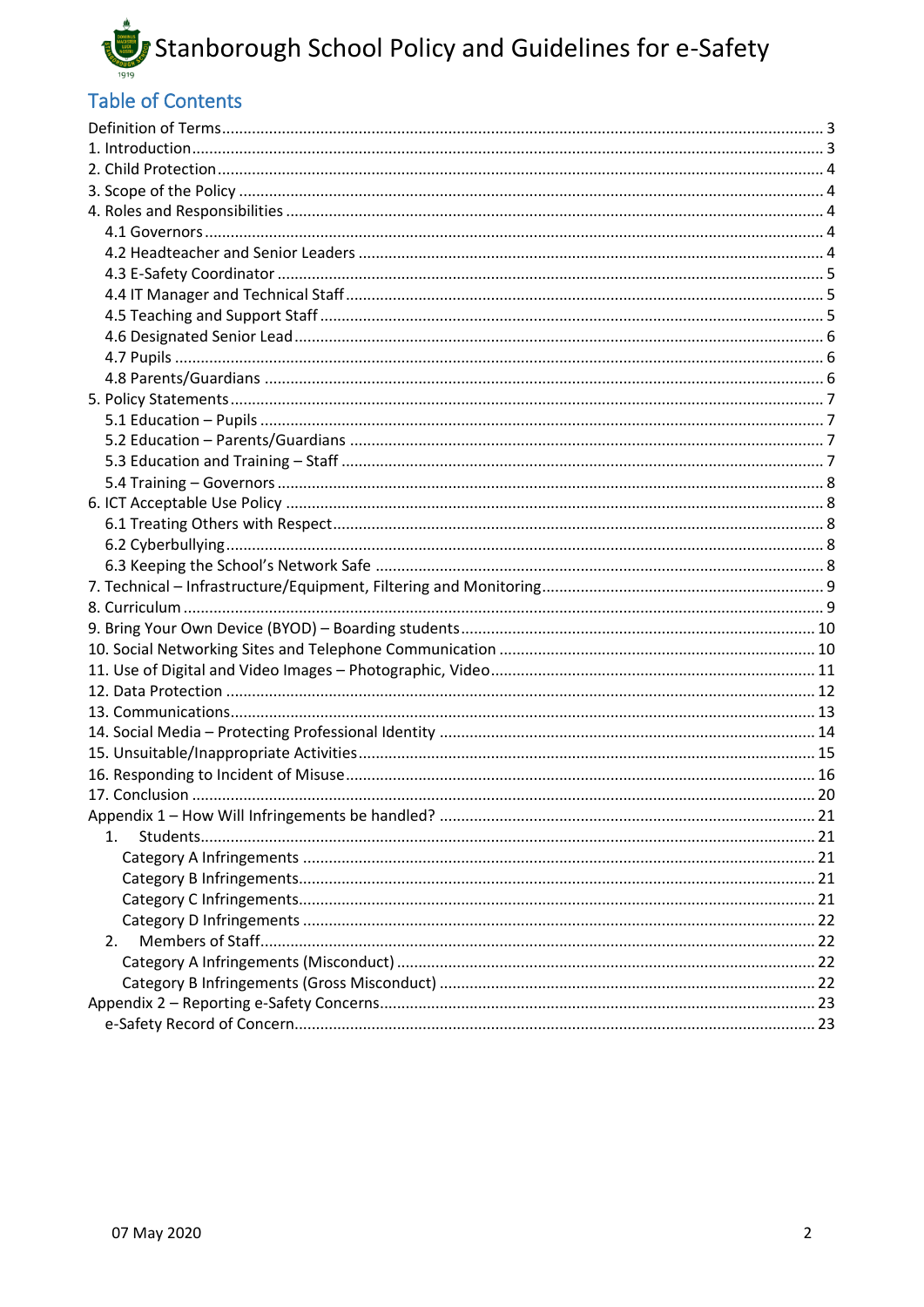# Stanborough School Policy and Guidelines for e-Safety

## Table of Contents

Definition of Terms ... 3
1. Introduction ... 3
2. Child Protection ... 4
3. Scope of the Policy ... 4
4. Roles and Responsibilities ... 4
   - 4.1 Governors ... 4
   - 4.2 Headteacher and Senior Leaders ... 4
   - 4.3 E-Safety Coordinator ... 5
   - 4.4 IT Manager and Technical Staff ... 5
   - 4.5 Teaching and Support Staff ... 5
   - 4.6 Designated Senior Lead ... 6
   - 4.7 Pupils ... 6
   - 4.8 Parents/Guardians ... 6
5. Policy Statements ... 7
   - 5.1 Education – Pupils ... 7
   - 5.2 Education – Parents/Guardians ... 7
   - 5.3 Education and Training – Staff ... 7
   - 5.4 Training – Governors ... 8
6. ICT Acceptable Use Policy ... 8
   - 6.1 Treating Others with Respect ... 8
   - 6.2 Cyberbullying ... 8
   - 6.3 Keeping the School's Network Safe ... 8
7. Technical – Infrastructure/Equipment, Filtering and Monitoring ... 9
8. Curriculum ... 9
9. Bring Your Own Device (BYOD) – Boarding students ... 10
10. Social Networking Sites and Telephone Communication ... 10
11. Use of Digital and Video Images – Photographic, Video ... 11
12. Data Protection ... 12
13. Communications ... 13
14. Social Media – Protecting Professional Identity ... 14
15. Unsuitable/Inappropriate Activities ... 15
16. Responding to Incident of Misuse ... 16
17. Conclusion ... 20

Appendix 1 – How Will Infringements be handled? ... 21
1. Students ... 21
   - Category A Infringements ... 21
   - Category B Infringements ... 21
   - Category C Infringements ... 21
   - Category D Infringements ... 22
2. Members of Staff ... 22
   - Category A Infringements (Misconduct) ... 22
   - Category B Infringements (Gross Misconduct) ... 22

Appendix 2 – Reporting e-Safety Concerns ... 23
   - e-Safety Record of Concern ... 23

07 May 2020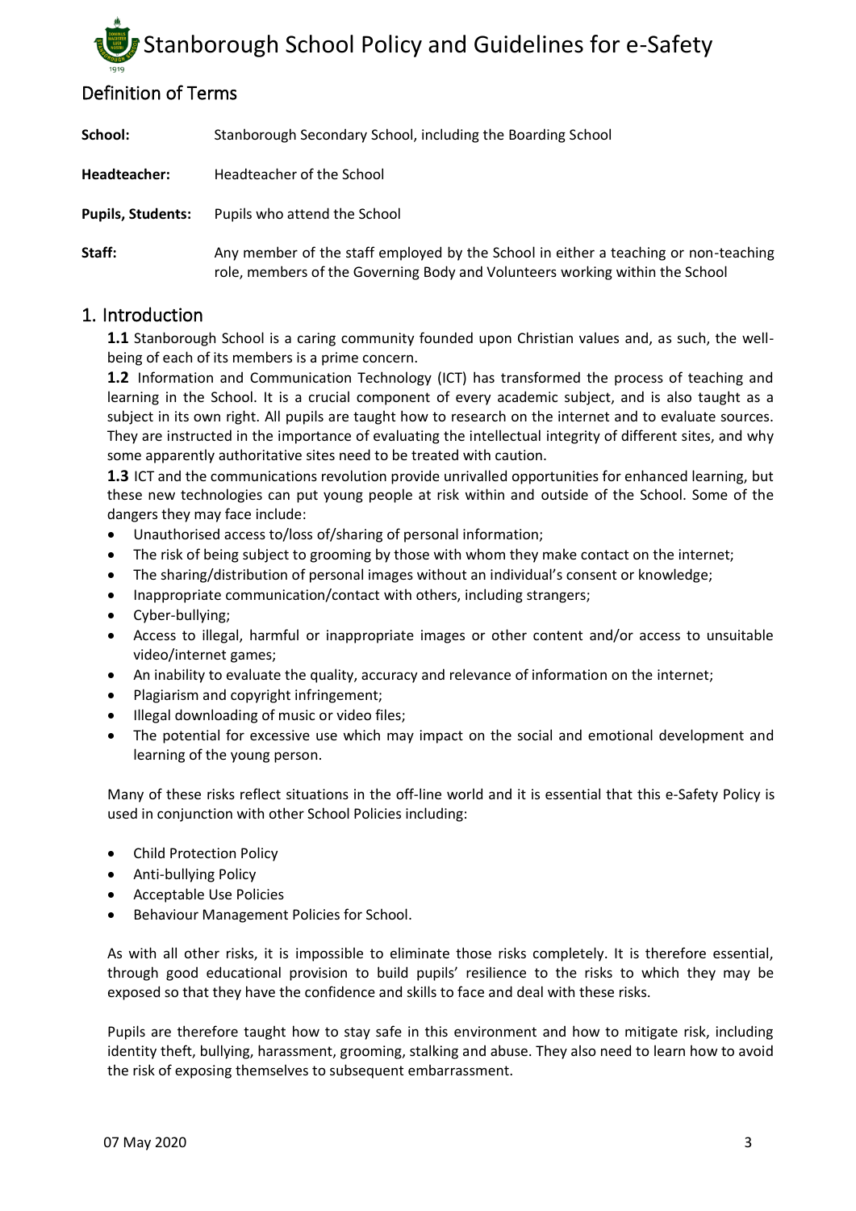## Definition of Terms

| | |
|---|---|
| **School:** | Stanborough Secondary School, including the Boarding School |
| **Headteacher:** | Headteacher of the School |
| **Pupils, Students:** | Pupils who attend the School |
| **Staff:** | Any member of the staff employed by the School in either a teaching or non-teaching role, members of the Governing Body and Volunteers working within the School |

## 1. Introduction

**1.1** Stanborough School is a caring community founded upon Christian values and, as such, the well-being of each of its members is a prime concern.

**1.2** Information and Communication Technology (ICT) has transformed the process of teaching and learning in the School. It is a crucial component of every academic subject, and is also taught as a subject in its own right. All pupils are taught how to research on the internet and to evaluate sources. They are instructed in the importance of evaluating the intellectual integrity of different sites, and why some apparently authoritative sites need to be treated with caution.

**1.3** ICT and the communications revolution provide unrivalled opportunities for enhanced learning, but these new technologies can put young people at risk within and outside of the School. Some of the dangers they may face include:

- Unauthorised access to/loss of/sharing of personal information;
- The risk of being subject to grooming by those with whom they make contact on the internet;
- The sharing/distribution of personal images without an individual's consent or knowledge;
- Inappropriate communication/contact with others, including strangers;
- Cyber-bullying;
- Access to illegal, harmful or inappropriate images or other content and/or access to unsuitable video/internet games;
- An inability to evaluate the quality, accuracy and relevance of information on the internet;
- Plagiarism and copyright infringement;
- Illegal downloading of music or video files;
- The potential for excessive use which may impact on the social and emotional development and learning of the young person.

Many of these risks reflect situations in the off-line world and it is essential that this e-Safety Policy is used in conjunction with other School Policies including:

- Child Protection Policy
- Anti-bullying Policy
- Acceptable Use Policies
- Behaviour Management Policies for School.

As with all other risks, it is impossible to eliminate those risks completely. It is therefore essential, through good educational provision to build pupils' resilience to the risks to which they may be exposed so that they have the confidence and skills to face and deal with these risks.

Pupils are therefore taught how to stay safe in this environment and how to mitigate risk, including identity theft, bullying, harassment, grooming, stalking and abuse. They also need to learn how to avoid the risk of exposing themselves to subsequent embarrassment.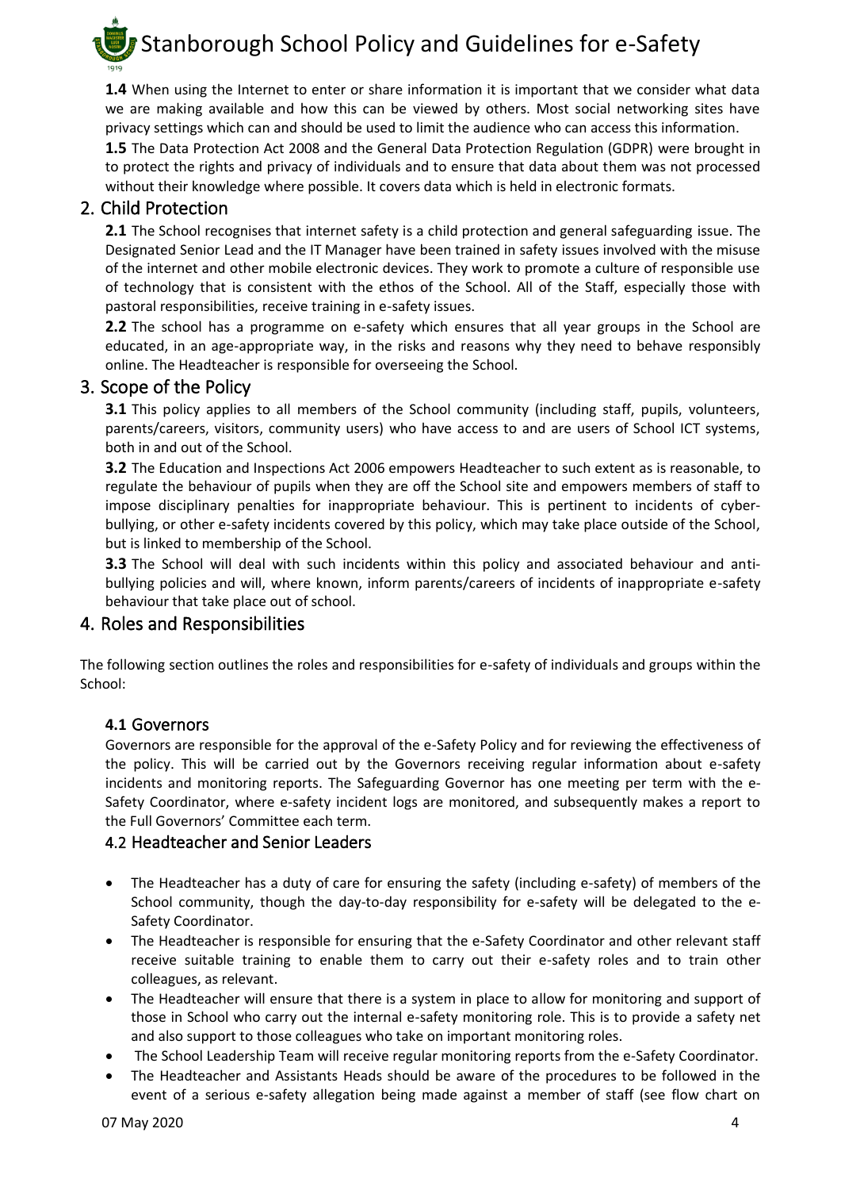**1.4** When using the Internet to enter or share information it is important that we consider what data we are making available and how this can be viewed by others. Most social networking sites have privacy settings which can and should be used to limit the audience who can access this information.

**1.5** The Data Protection Act 2008 and the General Data Protection Regulation (GDPR) were brought in to protect the rights and privacy of individuals and to ensure that data about them was not processed without their knowledge where possible. It covers data which is held in electronic formats.

## 2. Child Protection

**2.1** The School recognises that internet safety is a child protection and general safeguarding issue. The Designated Senior Lead and the IT Manager have been trained in safety issues involved with the misuse of the internet and other mobile electronic devices. They work to promote a culture of responsible use of technology that is consistent with the ethos of the School. All of the Staff, especially those with pastoral responsibilities, receive training in e-safety issues.

**2.2** The school has a programme on e-safety which ensures that all year groups in the School are educated, in an age-appropriate way, in the risks and reasons why they need to behave responsibly online. The Headteacher is responsible for overseeing the School.

## 3. Scope of the Policy

**3.1** This policy applies to all members of the School community (including staff, pupils, volunteers, parents/careers, visitors, community users) who have access to and are users of School ICT systems, both in and out of the School.

**3.2** The Education and Inspections Act 2006 empowers Headteacher to such extent as is reasonable, to regulate the behaviour of pupils when they are off the School site and empowers members of staff to impose disciplinary penalties for inappropriate behaviour. This is pertinent to incidents of cyber-bullying, or other e-safety incidents covered by this policy, which may take place outside of the School, but is linked to membership of the School.

**3.3** The School will deal with such incidents within this policy and associated behaviour and anti-bullying policies and will, where known, inform parents/careers of incidents of inappropriate e-safety behaviour that take place out of school.

## 4. Roles and Responsibilities

The following section outlines the roles and responsibilities for e-safety of individuals and groups within the School:

### 4.1 Governors

Governors are responsible for the approval of the e-Safety Policy and for reviewing the effectiveness of the policy. This will be carried out by the Governors receiving regular information about e-safety incidents and monitoring reports. The Safeguarding Governor has one meeting per term with the e-Safety Coordinator, where e-safety incident logs are monitored, and subsequently makes a report to the Full Governors' Committee each term.

### 4.2 Headteacher and Senior Leaders

- The Headteacher has a duty of care for ensuring the safety (including e-safety) of members of the School community, though the day-to-day responsibility for e-safety will be delegated to the e-Safety Coordinator.
- The Headteacher is responsible for ensuring that the e-Safety Coordinator and other relevant staff receive suitable training to enable them to carry out their e-safety roles and to train other colleagues, as relevant.
- The Headteacher will ensure that there is a system in place to allow for monitoring and support of those in School who carry out the internal e-safety monitoring role. This is to provide a safety net and also support to those colleagues who take on important monitoring roles.
- The School Leadership Team will receive regular monitoring reports from the e-Safety Coordinator.
- The Headteacher and Assistants Heads should be aware of the procedures to be followed in the event of a serious e-safety allegation being made against a member of staff (see flow chart on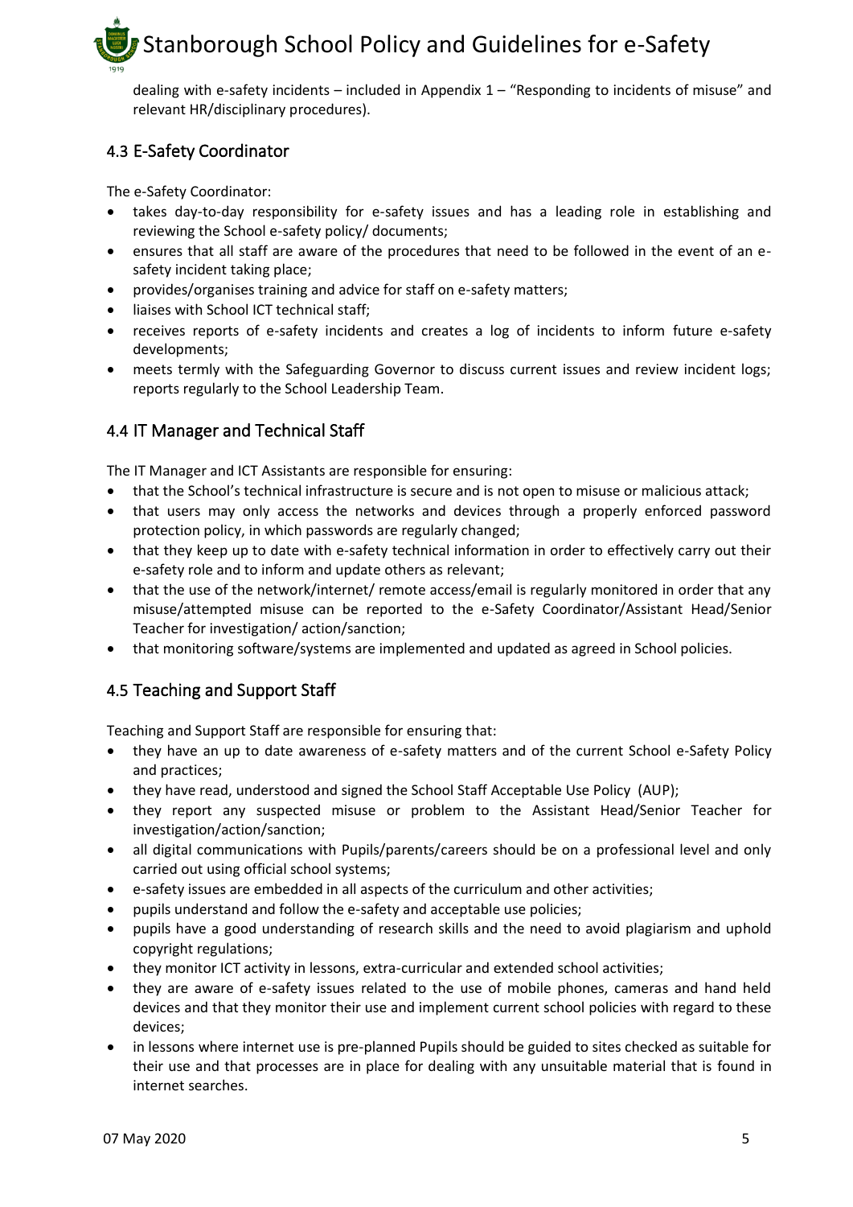dealing with e-safety incidents – included in Appendix 1 – "Responding to incidents of misuse" and relevant HR/disciplinary procedures).

### 4.3 E-Safety Coordinator

The e-Safety Coordinator:

- takes day-to-day responsibility for e-safety issues and has a leading role in establishing and reviewing the School e-safety policy/ documents;
- ensures that all staff are aware of the procedures that need to be followed in the event of an e-safety incident taking place;
- provides/organises training and advice for staff on e-safety matters;
- liaises with School ICT technical staff;
- receives reports of e-safety incidents and creates a log of incidents to inform future e-safety developments;
- meets termly with the Safeguarding Governor to discuss current issues and review incident logs; reports regularly to the School Leadership Team.

### 4.4 IT Manager and Technical Staff

The IT Manager and ICT Assistants are responsible for ensuring:

- that the School's technical infrastructure is secure and is not open to misuse or malicious attack;
- that users may only access the networks and devices through a properly enforced password protection policy, in which passwords are regularly changed;
- that they keep up to date with e-safety technical information in order to effectively carry out their e-safety role and to inform and update others as relevant;
- that the use of the network/internet/ remote access/email is regularly monitored in order that any misuse/attempted misuse can be reported to the e-Safety Coordinator/Assistant Head/Senior Teacher for investigation/ action/sanction;
- that monitoring software/systems are implemented and updated as agreed in School policies.

### 4.5 Teaching and Support Staff

Teaching and Support Staff are responsible for ensuring that:

- they have an up to date awareness of e-safety matters and of the current School e-Safety Policy and practices;
- they have read, understood and signed the School Staff Acceptable Use Policy (AUP);
- they report any suspected misuse or problem to the Assistant Head/Senior Teacher for investigation/action/sanction;
- all digital communications with Pupils/parents/careers should be on a professional level and only carried out using official school systems;
- e-safety issues are embedded in all aspects of the curriculum and other activities;
- pupils understand and follow the e-safety and acceptable use policies;
- pupils have a good understanding of research skills and the need to avoid plagiarism and uphold copyright regulations;
- they monitor ICT activity in lessons, extra-curricular and extended school activities;
- they are aware of e-safety issues related to the use of mobile phones, cameras and hand held devices and that they monitor their use and implement current school policies with regard to these devices;
- in lessons where internet use is pre-planned Pupils should be guided to sites checked as suitable for their use and that processes are in place for dealing with any unsuitable material that is found in internet searches.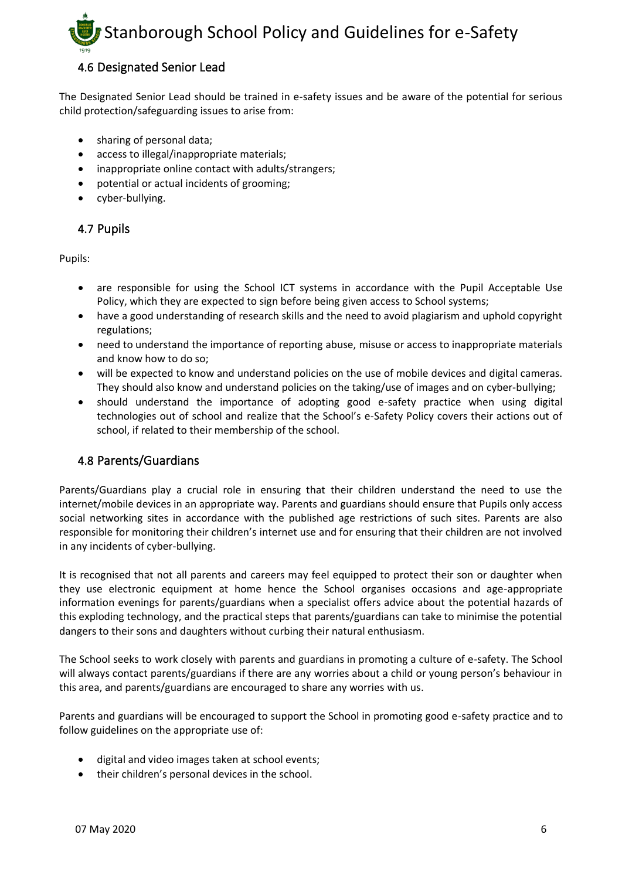## 4.6 Designated Senior Lead

The Designated Senior Lead should be trained in e-safety issues and be aware of the potential for serious child protection/safeguarding issues to arise from:

- sharing of personal data;
- access to illegal/inappropriate materials;
- inappropriate online contact with adults/strangers;
- potential or actual incidents of grooming;
- cyber-bullying.

## 4.7 Pupils

Pupils:

- are responsible for using the School ICT systems in accordance with the Pupil Acceptable Use Policy, which they are expected to sign before being given access to School systems;
- have a good understanding of research skills and the need to avoid plagiarism and uphold copyright regulations;
- need to understand the importance of reporting abuse, misuse or access to inappropriate materials and know how to do so;
- will be expected to know and understand policies on the use of mobile devices and digital cameras. They should also know and understand policies on the taking/use of images and on cyber-bullying;
- should understand the importance of adopting good e-safety practice when using digital technologies out of school and realize that the School's e-Safety Policy covers their actions out of school, if related to their membership of the school.

## 4.8 Parents/Guardians

Parents/Guardians play a crucial role in ensuring that their children understand the need to use the internet/mobile devices in an appropriate way. Parents and guardians should ensure that Pupils only access social networking sites in accordance with the published age restrictions of such sites. Parents are also responsible for monitoring their children's internet use and for ensuring that their children are not involved in any incidents of cyber-bullying.

It is recognised that not all parents and careers may feel equipped to protect their son or daughter when they use electronic equipment at home hence the School organises occasions and age-appropriate information evenings for parents/guardians when a specialist offers advice about the potential hazards of this exploding technology, and the practical steps that parents/guardians can take to minimise the potential dangers to their sons and daughters without curbing their natural enthusiasm.

The School seeks to work closely with parents and guardians in promoting a culture of e-safety. The School will always contact parents/guardians if there are any worries about a child or young person's behaviour in this area, and parents/guardians are encouraged to share any worries with us.

Parents and guardians will be encouraged to support the School in promoting good e-safety practice and to follow guidelines on the appropriate use of:

- digital and video images taken at school events;
- their children's personal devices in the school.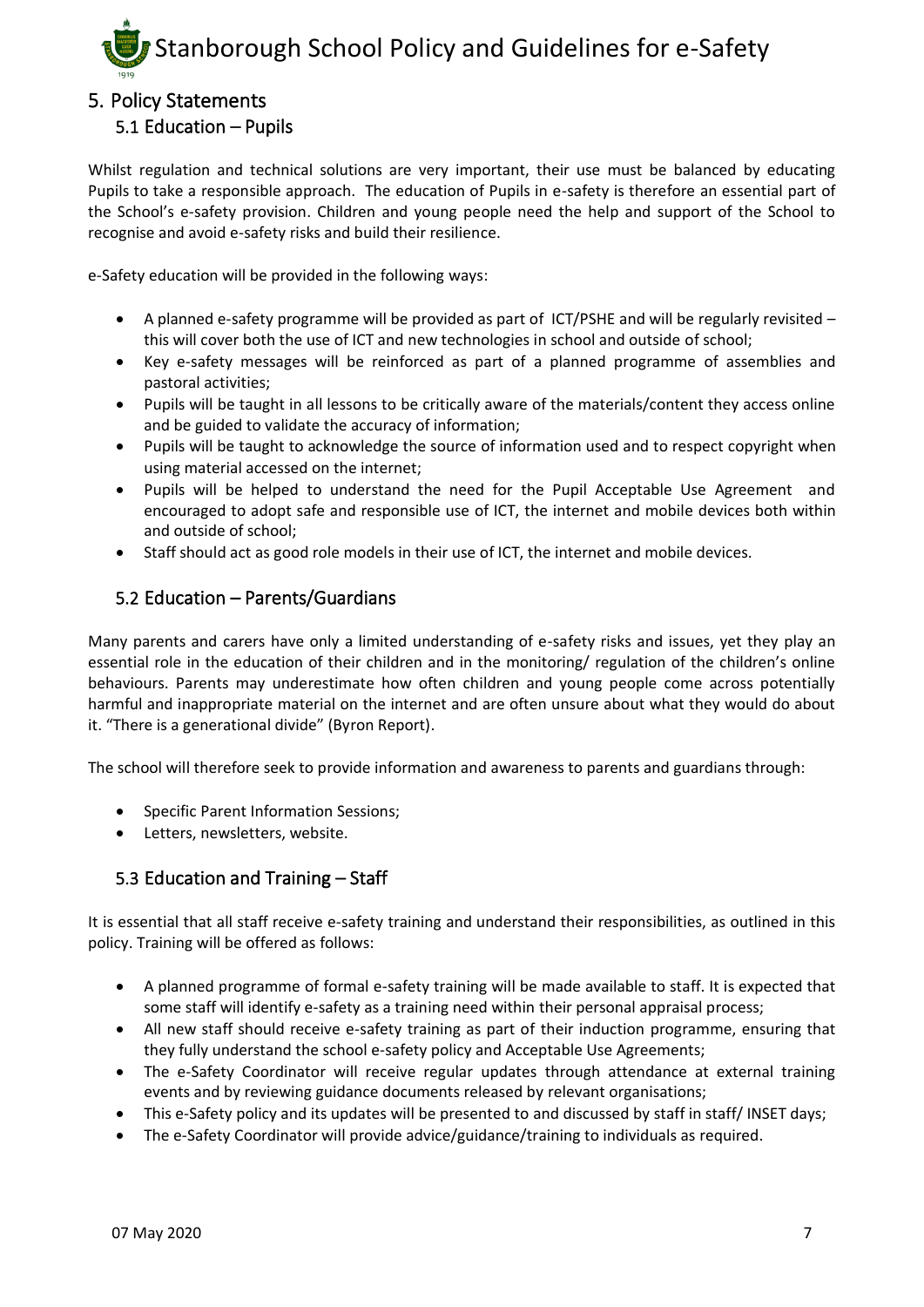## 5. Policy Statements

### 5.1 Education – Pupils

Whilst regulation and technical solutions are very important, their use must be balanced by educating Pupils to take a responsible approach. The education of Pupils in e-safety is therefore an essential part of the School's e-safety provision. Children and young people need the help and support of the School to recognise and avoid e-safety risks and build their resilience.

e-Safety education will be provided in the following ways:

- A planned e-safety programme will be provided as part of ICT/PSHE and will be regularly revisited – this will cover both the use of ICT and new technologies in school and outside of school;
- Key e-safety messages will be reinforced as part of a planned programme of assemblies and pastoral activities;
- Pupils will be taught in all lessons to be critically aware of the materials/content they access online and be guided to validate the accuracy of information;
- Pupils will be taught to acknowledge the source of information used and to respect copyright when using material accessed on the internet;
- Pupils will be helped to understand the need for the Pupil Acceptable Use Agreement and encouraged to adopt safe and responsible use of ICT, the internet and mobile devices both within and outside of school;
- Staff should act as good role models in their use of ICT, the internet and mobile devices.

### 5.2 Education – Parents/Guardians

Many parents and carers have only a limited understanding of e-safety risks and issues, yet they play an essential role in the education of their children and in the monitoring/ regulation of the children's online behaviours. Parents may underestimate how often children and young people come across potentially harmful and inappropriate material on the internet and are often unsure about what they would do about it. "There is a generational divide" (Byron Report).

The school will therefore seek to provide information and awareness to parents and guardians through:

- Specific Parent Information Sessions;
- Letters, newsletters, website.

### 5.3 Education and Training – Staff

It is essential that all staff receive e-safety training and understand their responsibilities, as outlined in this policy. Training will be offered as follows:

- A planned programme of formal e-safety training will be made available to staff. It is expected that some staff will identify e-safety as a training need within their personal appraisal process;
- All new staff should receive e-safety training as part of their induction programme, ensuring that they fully understand the school e-safety policy and Acceptable Use Agreements;
- The e-Safety Coordinator will receive regular updates through attendance at external training events and by reviewing guidance documents released by relevant organisations;
- This e-Safety policy and its updates will be presented to and discussed by staff in staff/ INSET days;
- The e-Safety Coordinator will provide advice/guidance/training to individuals as required.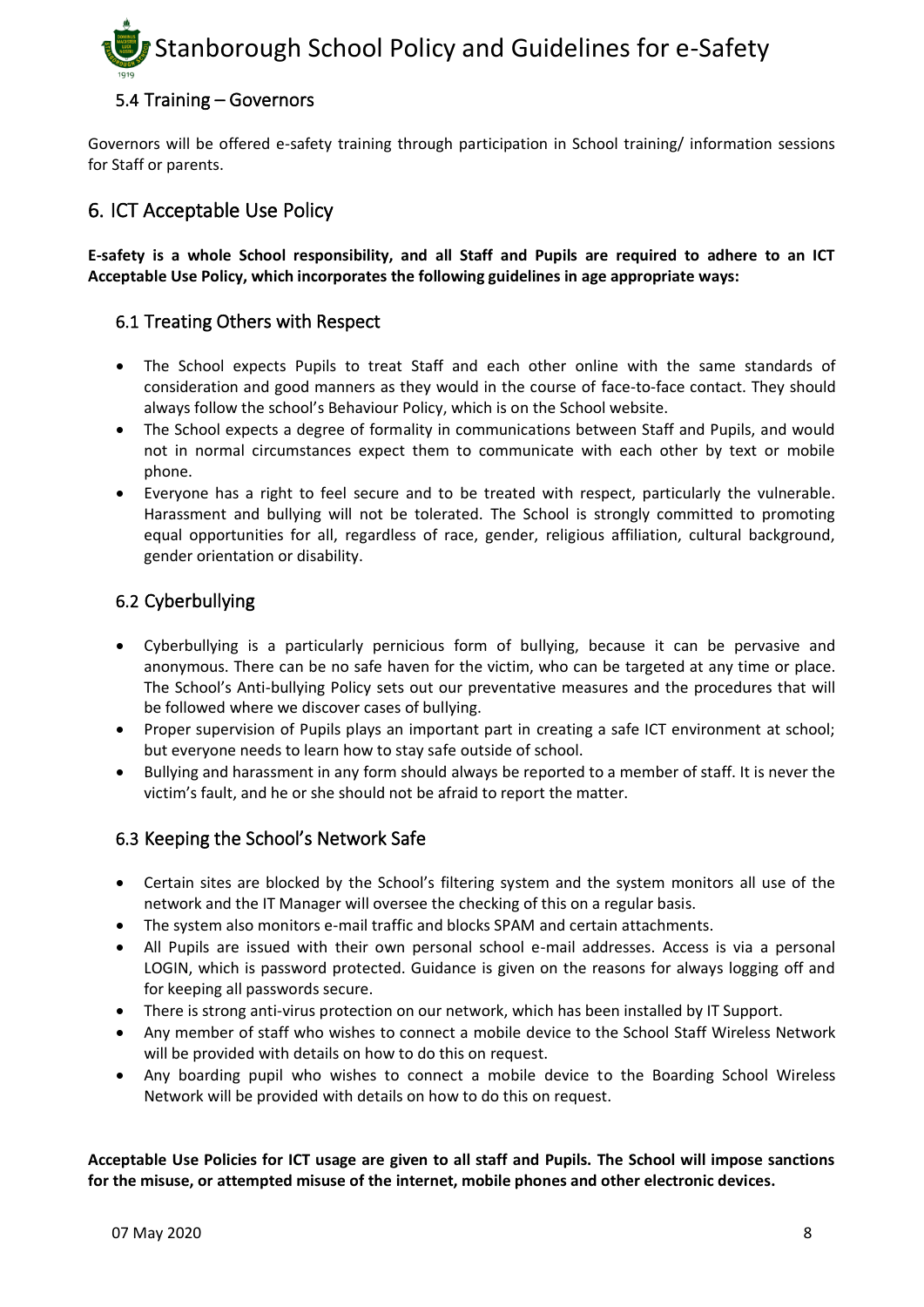### 5.4 Training – Governors

Governors will be offered e-safety training through participation in School training/ information sessions for Staff or parents.

## 6. ICT Acceptable Use Policy

**E-safety is a whole School responsibility, and all Staff and Pupils are required to adhere to an ICT Acceptable Use Policy, which incorporates the following guidelines in age appropriate ways:**

### 6.1 Treating Others with Respect

- The School expects Pupils to treat Staff and each other online with the same standards of consideration and good manners as they would in the course of face-to-face contact. They should always follow the school's Behaviour Policy, which is on the School website.
- The School expects a degree of formality in communications between Staff and Pupils, and would not in normal circumstances expect them to communicate with each other by text or mobile phone.
- Everyone has a right to feel secure and to be treated with respect, particularly the vulnerable. Harassment and bullying will not be tolerated. The School is strongly committed to promoting equal opportunities for all, regardless of race, gender, religious affiliation, cultural background, gender orientation or disability.

### 6.2 Cyberbullying

- Cyberbullying is a particularly pernicious form of bullying, because it can be pervasive and anonymous. There can be no safe haven for the victim, who can be targeted at any time or place. The School's Anti-bullying Policy sets out our preventative measures and the procedures that will be followed where we discover cases of bullying.
- Proper supervision of Pupils plays an important part in creating a safe ICT environment at school; but everyone needs to learn how to stay safe outside of school.
- Bullying and harassment in any form should always be reported to a member of staff. It is never the victim's fault, and he or she should not be afraid to report the matter.

### 6.3 Keeping the School's Network Safe

- Certain sites are blocked by the School's filtering system and the system monitors all use of the network and the IT Manager will oversee the checking of this on a regular basis.
- The system also monitors e-mail traffic and blocks SPAM and certain attachments.
- All Pupils are issued with their own personal school e-mail addresses. Access is via a personal LOGIN, which is password protected. Guidance is given on the reasons for always logging off and for keeping all passwords secure.
- There is strong anti-virus protection on our network, which has been installed by IT Support.
- Any member of staff who wishes to connect a mobile device to the School Staff Wireless Network will be provided with details on how to do this on request.
- Any boarding pupil who wishes to connect a mobile device to the Boarding School Wireless Network will be provided with details on how to do this on request.

**Acceptable Use Policies for ICT usage are given to all staff and Pupils. The School will impose sanctions for the misuse, or attempted misuse of the internet, mobile phones and other electronic devices.**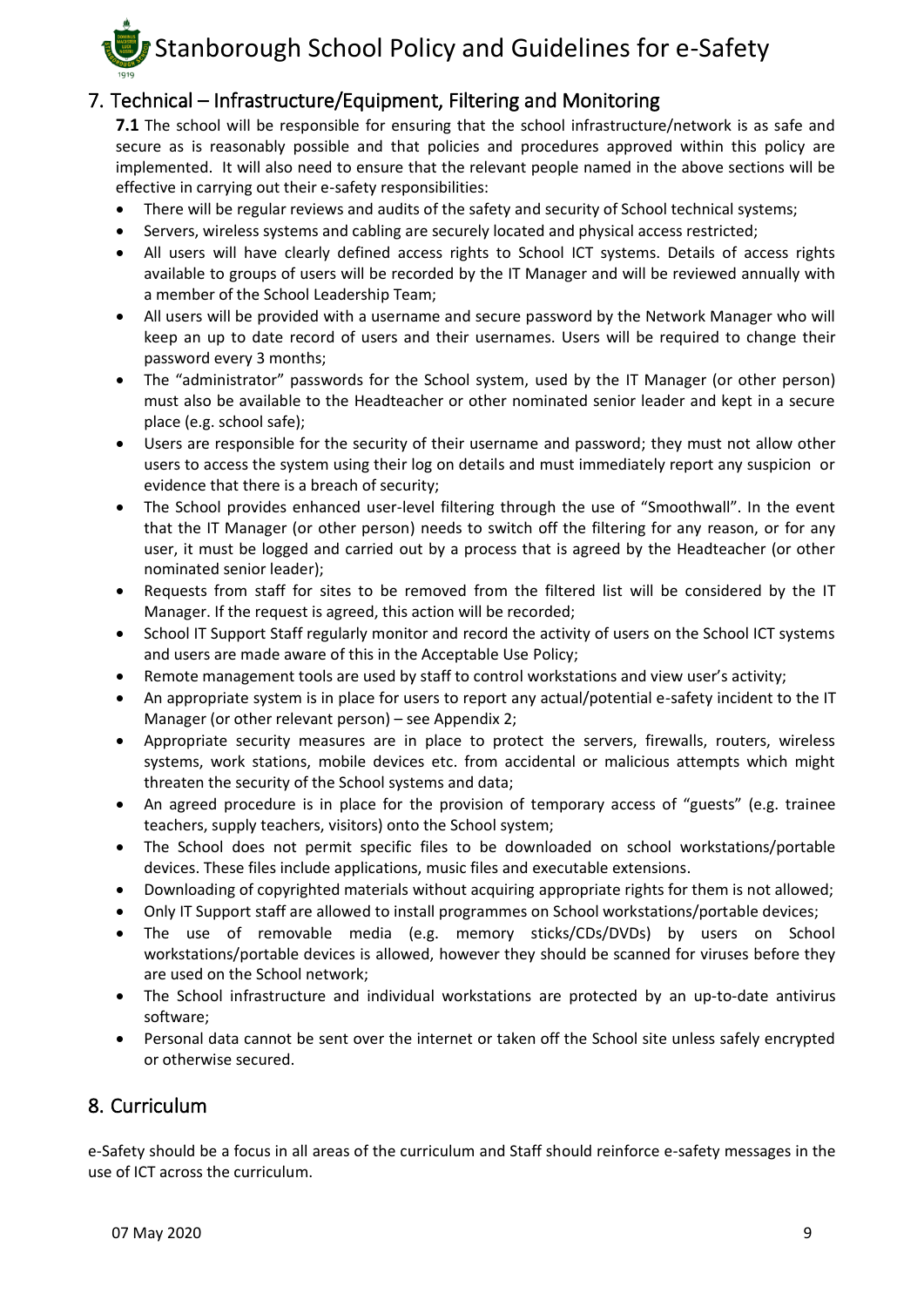## 7. Technical – Infrastructure/Equipment, Filtering and Monitoring

**7.1** The school will be responsible for ensuring that the school infrastructure/network is as safe and secure as is reasonably possible and that policies and procedures approved within this policy are implemented. It will also need to ensure that the relevant people named in the above sections will be effective in carrying out their e-safety responsibilities:

- There will be regular reviews and audits of the safety and security of School technical systems;
- Servers, wireless systems and cabling are securely located and physical access restricted;
- All users will have clearly defined access rights to School ICT systems. Details of access rights available to groups of users will be recorded by the IT Manager and will be reviewed annually with a member of the School Leadership Team;
- All users will be provided with a username and secure password by the Network Manager who will keep an up to date record of users and their usernames. Users will be required to change their password every 3 months;
- The "administrator" passwords for the School system, used by the IT Manager (or other person) must also be available to the Headteacher or other nominated senior leader and kept in a secure place (e.g. school safe);
- Users are responsible for the security of their username and password; they must not allow other users to access the system using their log on details and must immediately report any suspicion or evidence that there is a breach of security;
- The School provides enhanced user-level filtering through the use of "Smoothwall". In the event that the IT Manager (or other person) needs to switch off the filtering for any reason, or for any user, it must be logged and carried out by a process that is agreed by the Headteacher (or other nominated senior leader);
- Requests from staff for sites to be removed from the filtered list will be considered by the IT Manager. If the request is agreed, this action will be recorded;
- School IT Support Staff regularly monitor and record the activity of users on the School ICT systems and users are made aware of this in the Acceptable Use Policy;
- Remote management tools are used by staff to control workstations and view user's activity;
- An appropriate system is in place for users to report any actual/potential e-safety incident to the IT Manager (or other relevant person) – see Appendix 2;
- Appropriate security measures are in place to protect the servers, firewalls, routers, wireless systems, work stations, mobile devices etc. from accidental or malicious attempts which might threaten the security of the School systems and data;
- An agreed procedure is in place for the provision of temporary access of "guests" (e.g. trainee teachers, supply teachers, visitors) onto the School system;
- The School does not permit specific files to be downloaded on school workstations/portable devices. These files include applications, music files and executable extensions.
- Downloading of copyrighted materials without acquiring appropriate rights for them is not allowed;
- Only IT Support staff are allowed to install programmes on School workstations/portable devices;
- The use of removable media (e.g. memory sticks/CDs/DVDs) by users on School workstations/portable devices is allowed, however they should be scanned for viruses before they are used on the School network;
- The School infrastructure and individual workstations are protected by an up-to-date antivirus software;
- Personal data cannot be sent over the internet or taken off the School site unless safely encrypted or otherwise secured.

## 8. Curriculum

e-Safety should be a focus in all areas of the curriculum and Staff should reinforce e-safety messages in the use of ICT across the curriculum.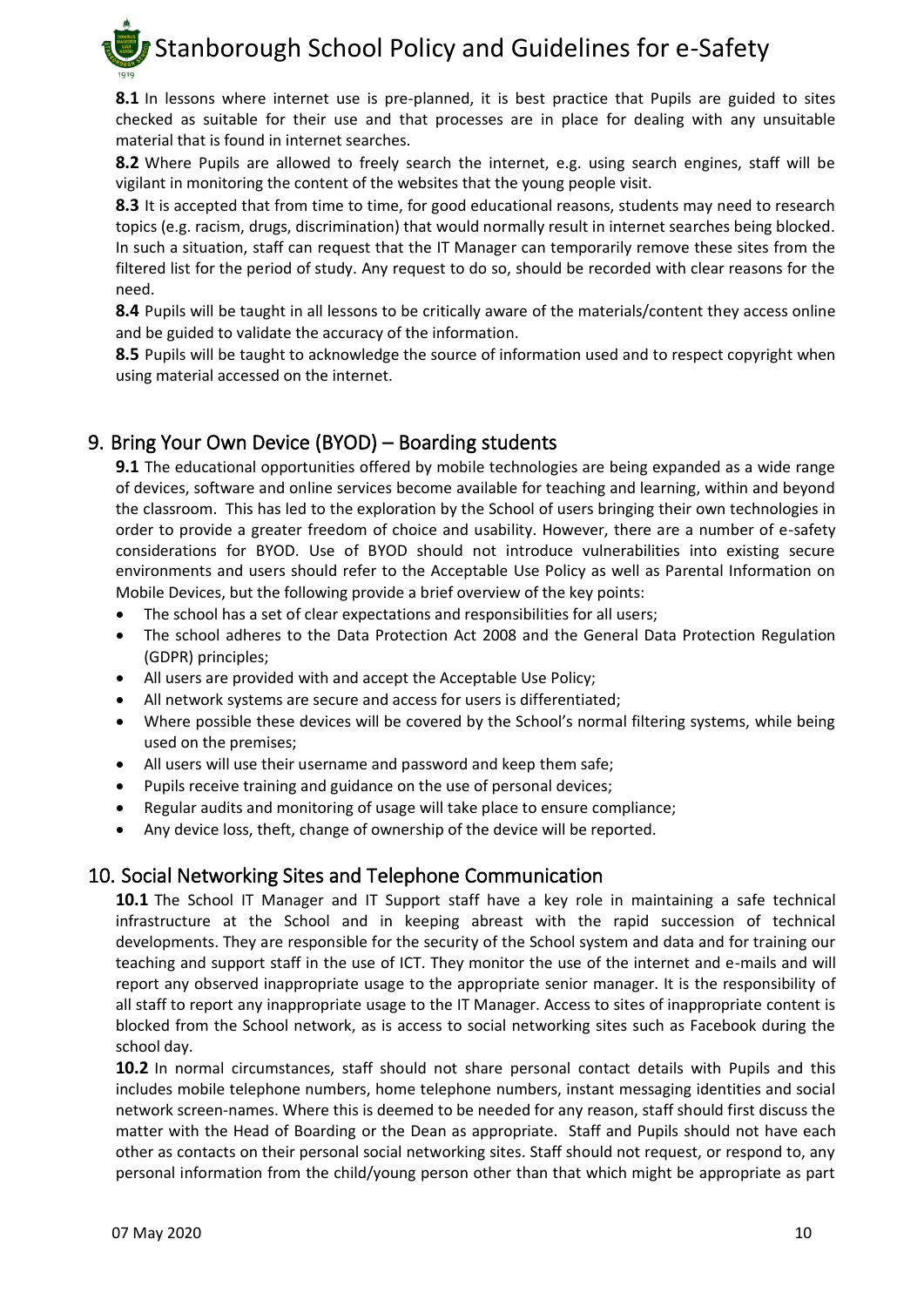**8.1** In lessons where internet use is pre-planned, it is best practice that Pupils are guided to sites checked as suitable for their use and that processes are in place for dealing with any unsuitable material that is found in internet searches.

**8.2** Where Pupils are allowed to freely search the internet, e.g. using search engines, staff will be vigilant in monitoring the content of the websites that the young people visit.

**8.3** It is accepted that from time to time, for good educational reasons, students may need to research topics (e.g. racism, drugs, discrimination) that would normally result in internet searches being blocked. In such a situation, staff can request that the IT Manager can temporarily remove these sites from the filtered list for the period of study. Any request to do so, should be recorded with clear reasons for the need.

**8.4** Pupils will be taught in all lessons to be critically aware of the materials/content they access online and be guided to validate the accuracy of the information.

**8.5** Pupils will be taught to acknowledge the source of information used and to respect copyright when using material accessed on the internet.

## 9. Bring Your Own Device (BYOD) – Boarding students

**9.1** The educational opportunities offered by mobile technologies are being expanded as a wide range of devices, software and online services become available for teaching and learning, within and beyond the classroom. This has led to the exploration by the School of users bringing their own technologies in order to provide a greater freedom of choice and usability. However, there are a number of e-safety considerations for BYOD. Use of BYOD should not introduce vulnerabilities into existing secure environments and users should refer to the Acceptable Use Policy as well as Parental Information on Mobile Devices, but the following provide a brief overview of the key points:

- The school has a set of clear expectations and responsibilities for all users;
- The school adheres to the Data Protection Act 2008 and the General Data Protection Regulation (GDPR) principles;
- All users are provided with and accept the Acceptable Use Policy;
- All network systems are secure and access for users is differentiated;
- Where possible these devices will be covered by the School's normal filtering systems, while being used on the premises;
- All users will use their username and password and keep them safe;
- Pupils receive training and guidance on the use of personal devices;
- Regular audits and monitoring of usage will take place to ensure compliance;
- Any device loss, theft, change of ownership of the device will be reported.

## 10. Social Networking Sites and Telephone Communication

**10.1** The School IT Manager and IT Support staff have a key role in maintaining a safe technical infrastructure at the School and in keeping abreast with the rapid succession of technical developments. They are responsible for the security of the School system and data and for training our teaching and support staff in the use of ICT. They monitor the use of the internet and e-mails and will report any observed inappropriate usage to the appropriate senior manager. It is the responsibility of all staff to report any inappropriate usage to the IT Manager. Access to sites of inappropriate content is blocked from the School network, as is access to social networking sites such as Facebook during the school day.

**10.2** In normal circumstances, staff should not share personal contact details with Pupils and this includes mobile telephone numbers, home telephone numbers, instant messaging identities and social network screen-names. Where this is deemed to be needed for any reason, staff should first discuss the matter with the Head of Boarding or the Dean as appropriate. Staff and Pupils should not have each other as contacts on their personal social networking sites. Staff should not request, or respond to, any personal information from the child/young person other than that which might be appropriate as part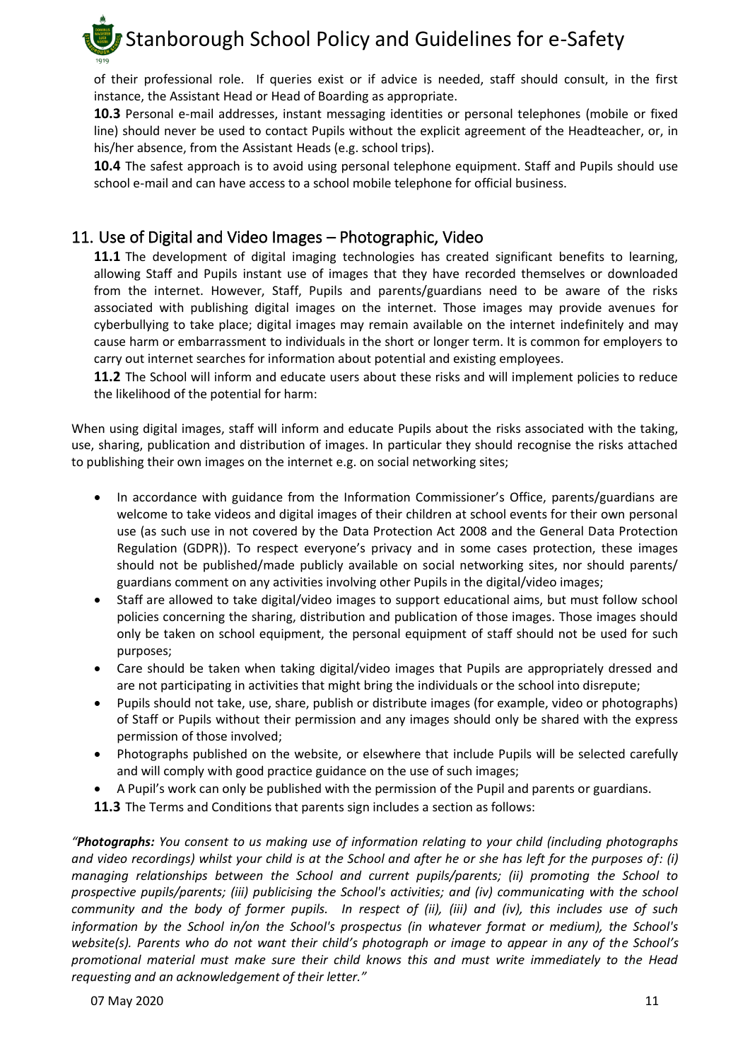of their professional role. If queries exist or if advice is needed, staff should consult, in the first instance, the Assistant Head or Head of Boarding as appropriate.

**10.3** Personal e-mail addresses, instant messaging identities or personal telephones (mobile or fixed line) should never be used to contact Pupils without the explicit agreement of the Headteacher, or, in his/her absence, from the Assistant Heads (e.g. school trips).

**10.4** The safest approach is to avoid using personal telephone equipment. Staff and Pupils should use school e-mail and can have access to a school mobile telephone for official business.

## 11. Use of Digital and Video Images – Photographic, Video

**11.1** The development of digital imaging technologies has created significant benefits to learning, allowing Staff and Pupils instant use of images that they have recorded themselves or downloaded from the internet. However, Staff, Pupils and parents/guardians need to be aware of the risks associated with publishing digital images on the internet. Those images may provide avenues for cyberbullying to take place; digital images may remain available on the internet indefinitely and may cause harm or embarrassment to individuals in the short or longer term. It is common for employers to carry out internet searches for information about potential and existing employees.

**11.2** The School will inform and educate users about these risks and will implement policies to reduce the likelihood of the potential for harm:

When using digital images, staff will inform and educate Pupils about the risks associated with the taking, use, sharing, publication and distribution of images. In particular they should recognise the risks attached to publishing their own images on the internet e.g. on social networking sites;

- In accordance with guidance from the Information Commissioner's Office, parents/guardians are welcome to take videos and digital images of their children at school events for their own personal use (as such use in not covered by the Data Protection Act 2008 and the General Data Protection Regulation (GDPR)). To respect everyone's privacy and in some cases protection, these images should not be published/made publicly available on social networking sites, nor should parents/ guardians comment on any activities involving other Pupils in the digital/video images;
- Staff are allowed to take digital/video images to support educational aims, but must follow school policies concerning the sharing, distribution and publication of those images. Those images should only be taken on school equipment, the personal equipment of staff should not be used for such purposes;
- Care should be taken when taking digital/video images that Pupils are appropriately dressed and are not participating in activities that might bring the individuals or the school into disrepute;
- Pupils should not take, use, share, publish or distribute images (for example, video or photographs) of Staff or Pupils without their permission and any images should only be shared with the express permission of those involved;
- Photographs published on the website, or elsewhere that include Pupils will be selected carefully and will comply with good practice guidance on the use of such images;
- A Pupil's work can only be published with the permission of the Pupil and parents or guardians.

**11.3** The Terms and Conditions that parents sign includes a section as follows:

*"**Photographs:** You consent to us making use of information relating to your child (including photographs and video recordings) whilst your child is at the School and after he or she has left for the purposes of: (i) managing relationships between the School and current pupils/parents; (ii) promoting the School to prospective pupils/parents; (iii) publicising the School's activities; and (iv) communicating with the school community and the body of former pupils. In respect of (ii), (iii) and (iv), this includes use of such information by the School in/on the School's prospectus (in whatever format or medium), the School's website(s). Parents who do not want their child's photograph or image to appear in any of the School's promotional material must make sure their child knows this and must write immediately to the Head requesting and an acknowledgement of their letter."*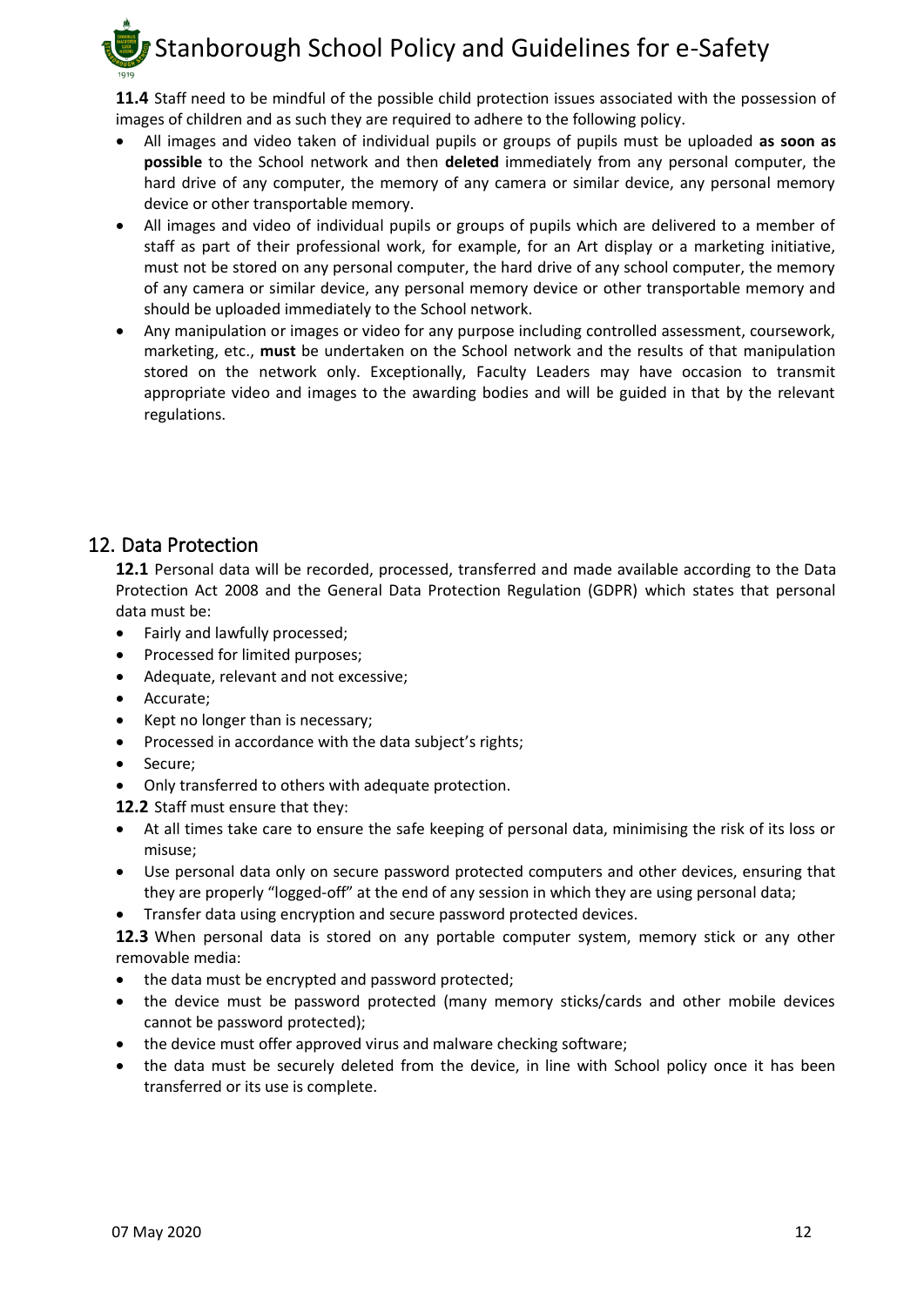**11.4** Staff need to be mindful of the possible child protection issues associated with the possession of images of children and as such they are required to adhere to the following policy.

- All images and video taken of individual pupils or groups of pupils must be uploaded **as soon as possible** to the School network and then **deleted** immediately from any personal computer, the hard drive of any computer, the memory of any camera or similar device, any personal memory device or other transportable memory.
- All images and video of individual pupils or groups of pupils which are delivered to a member of staff as part of their professional work, for example, for an Art display or a marketing initiative, must not be stored on any personal computer, the hard drive of any school computer, the memory of any camera or similar device, any personal memory device or other transportable memory and should be uploaded immediately to the School network.
- Any manipulation or images or video for any purpose including controlled assessment, coursework, marketing, etc., **must** be undertaken on the School network and the results of that manipulation stored on the network only. Exceptionally, Faculty Leaders may have occasion to transmit appropriate video and images to the awarding bodies and will be guided in that by the relevant regulations.

## 12. Data Protection

**12.1** Personal data will be recorded, processed, transferred and made available according to the Data Protection Act 2008 and the General Data Protection Regulation (GDPR) which states that personal data must be:

- Fairly and lawfully processed;
- Processed for limited purposes;
- Adequate, relevant and not excessive;
- Accurate;
- Kept no longer than is necessary;
- Processed in accordance with the data subject's rights;
- Secure;
- Only transferred to others with adequate protection.

**12.2** Staff must ensure that they:

- At all times take care to ensure the safe keeping of personal data, minimising the risk of its loss or misuse;
- Use personal data only on secure password protected computers and other devices, ensuring that they are properly "logged-off" at the end of any session in which they are using personal data;
- Transfer data using encryption and secure password protected devices.

**12.3** When personal data is stored on any portable computer system, memory stick or any other removable media:

- the data must be encrypted and password protected;
- the device must be password protected (many memory sticks/cards and other mobile devices cannot be password protected);
- the device must offer approved virus and malware checking software;
- the data must be securely deleted from the device, in line with School policy once it has been transferred or its use is complete.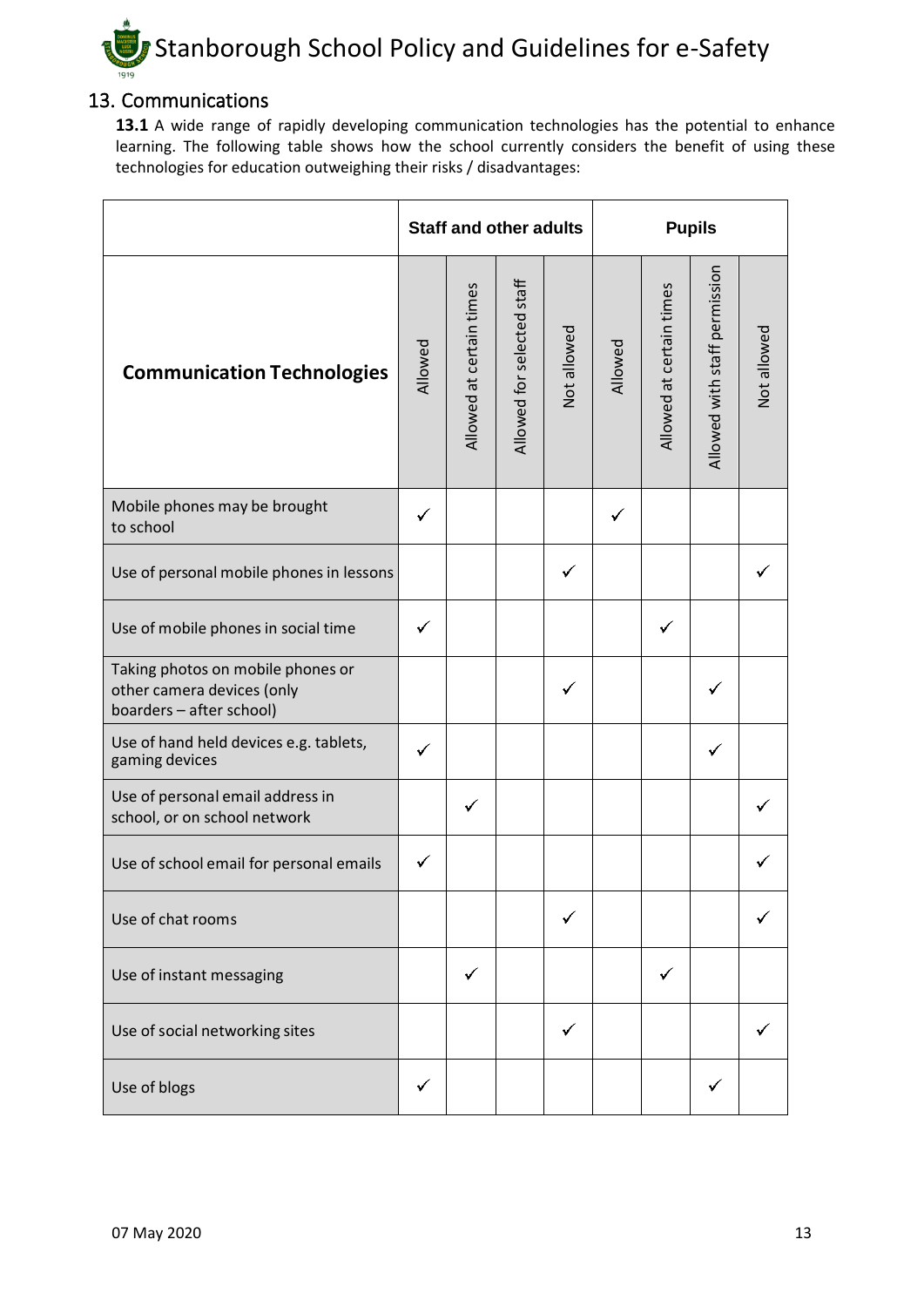## 13. Communications

**13.1** A wide range of rapidly developing communication technologies has the potential to enhance learning. The following table shows how the school currently considers the benefit of using these technologies for education outweighing their risks / disadvantages:

| | Staff and other adults | | | | Pupils | | | |
|---|---|---|---|---|---|---|---|---|
| **Communication Technologies** | Allowed | Allowed at certain times | Allowed for selected staff | Not allowed | Allowed | Allowed at certain times | Allowed with staff permission | Not allowed |
| Mobile phones may be brought to school | ✓ | | | | ✓ | | | |
| Use of personal mobile phones in lessons | | | | ✓ | | | | ✓ |
| Use of mobile phones in social time | ✓ | | | | | ✓ | | |
| Taking photos on mobile phones or other camera devices (only boarders – after school) | | | | ✓ | | | ✓ | |
| Use of hand held devices e.g. tablets, gaming devices | ✓ | | | | | | ✓ | |
| Use of personal email address in school, or on school network | | ✓ | | | | | | ✓ |
| Use of school email for personal emails | ✓ | | | | | | | ✓ |
| Use of chat rooms | | | | ✓ | | | | ✓ |
| Use of instant messaging | | ✓ | | | | ✓ | | |
| Use of social networking sites | | | | ✓ | | | | ✓ |
| Use of blogs | ✓ | | | | | | ✓ | |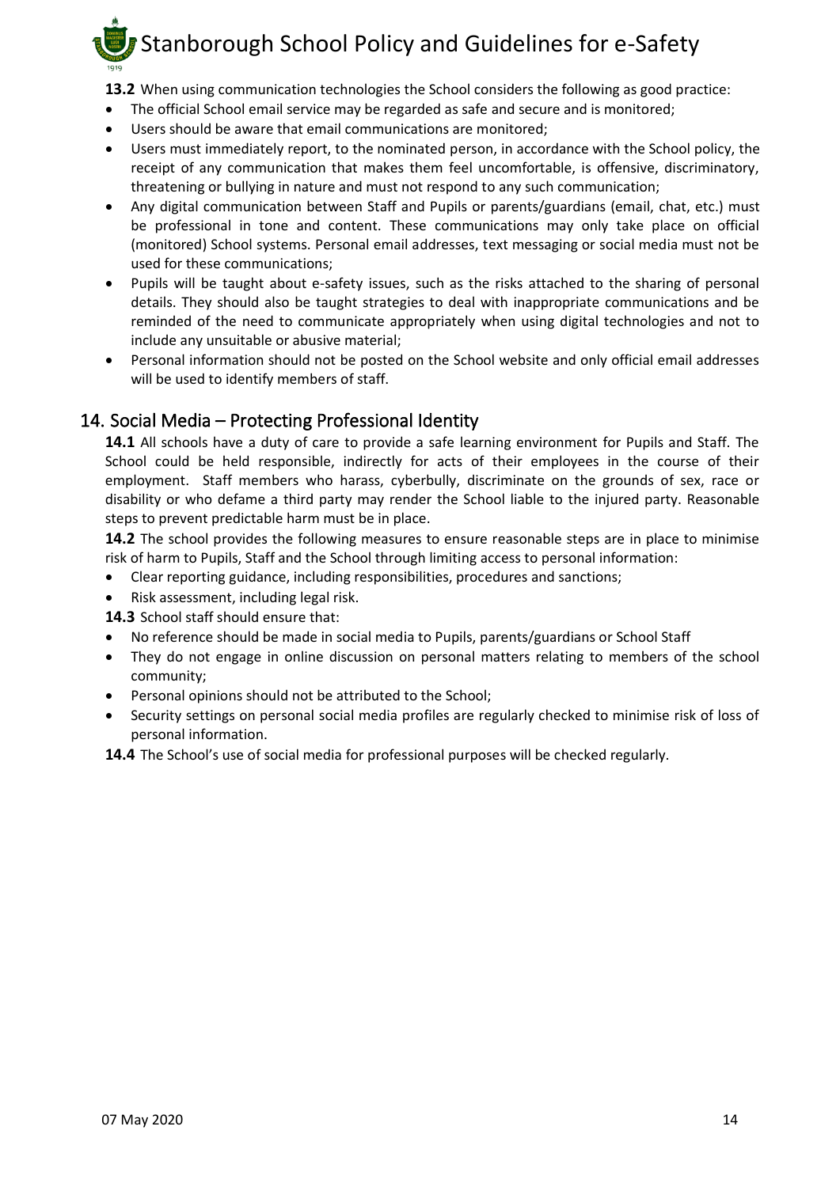**13.2** When using communication technologies the School considers the following as good practice:

- The official School email service may be regarded as safe and secure and is monitored;
- Users should be aware that email communications are monitored;
- Users must immediately report, to the nominated person, in accordance with the School policy, the receipt of any communication that makes them feel uncomfortable, is offensive, discriminatory, threatening or bullying in nature and must not respond to any such communication;
- Any digital communication between Staff and Pupils or parents/guardians (email, chat, etc.) must be professional in tone and content. These communications may only take place on official (monitored) School systems. Personal email addresses, text messaging or social media must not be used for these communications;
- Pupils will be taught about e-safety issues, such as the risks attached to the sharing of personal details. They should also be taught strategies to deal with inappropriate communications and be reminded of the need to communicate appropriately when using digital technologies and not to include any unsuitable or abusive material;
- Personal information should not be posted on the School website and only official email addresses will be used to identify members of staff.

## 14. Social Media – Protecting Professional Identity

**14.1** All schools have a duty of care to provide a safe learning environment for Pupils and Staff. The School could be held responsible, indirectly for acts of their employees in the course of their employment. Staff members who harass, cyberbully, discriminate on the grounds of sex, race or disability or who defame a third party may render the School liable to the injured party. Reasonable steps to prevent predictable harm must be in place.

**14.2** The school provides the following measures to ensure reasonable steps are in place to minimise risk of harm to Pupils, Staff and the School through limiting access to personal information:

- Clear reporting guidance, including responsibilities, procedures and sanctions;
- Risk assessment, including legal risk.

**14.3** School staff should ensure that:

- No reference should be made in social media to Pupils, parents/guardians or School Staff
- They do not engage in online discussion on personal matters relating to members of the school community;
- Personal opinions should not be attributed to the School;
- Security settings on personal social media profiles are regularly checked to minimise risk of loss of personal information.

**14.4** The School's use of social media for professional purposes will be checked regularly.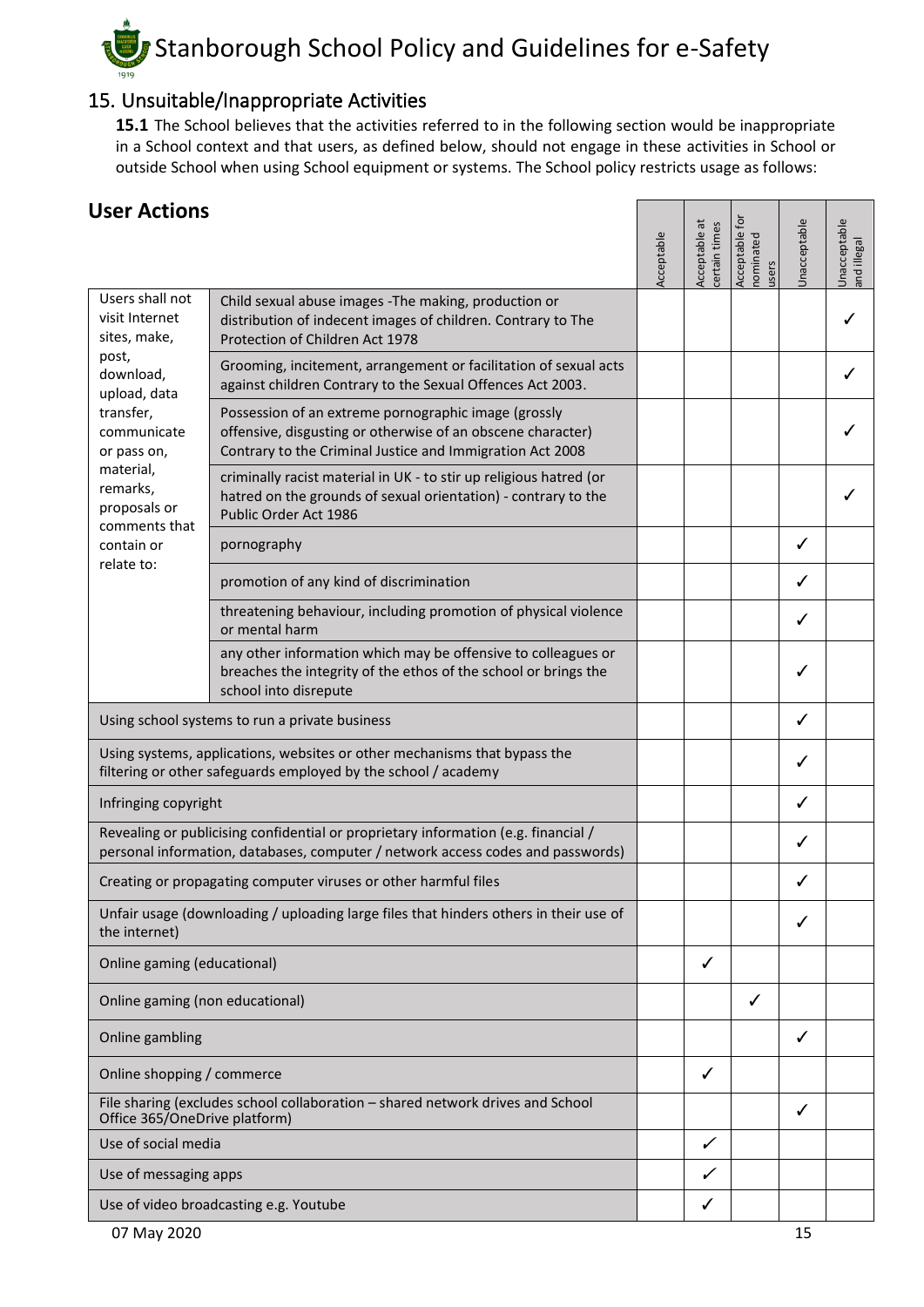## 15. Unsuitable/Inappropriate Activities

**15.1** The School believes that the activities referred to in the following section would be inappropriate in a School context and that users, as defined below, should not engage in these activities in School or outside School when using School equipment or systems. The School policy restricts usage as follows:

| **User Actions** | | Acceptable | Acceptable at certain times | Acceptable for nominated users | Unacceptable | Unacceptable and illegal |
|---|---|---|---|---|---|---|
| Users shall not visit Internet sites, make, post, download, upload, data transfer, communicate or pass on, material, remarks, proposals or comments that contain or relate to: | Child sexual abuse images -The making, production or distribution of indecent images of children. Contrary to The Protection of Children Act 1978 | | | | | ✓ |
| | Grooming, incitement, arrangement or facilitation of sexual acts against children Contrary to the Sexual Offences Act 2003. | | | | | ✓ |
| | Possession of an extreme pornographic image (grossly offensive, disgusting or otherwise of an obscene character) Contrary to the Criminal Justice and Immigration Act 2008 | | | | | ✓ |
| | criminally racist material in UK - to stir up religious hatred (or hatred on the grounds of sexual orientation) - contrary to the Public Order Act 1986 | | | | | ✓ |
| | pornography | | | | ✓ | |
| | promotion of any kind of discrimination | | | | ✓ | |
| | threatening behaviour, including promotion of physical violence or mental harm | | | | ✓ | |
| | any other information which may be offensive to colleagues or breaches the integrity of the ethos of the school or brings the school into disrepute | | | | ✓ | |
| Using school systems to run a private business | | | | | ✓ | |
| Using systems, applications, websites or other mechanisms that bypass the filtering or other safeguards employed by the school / academy | | | | | ✓ | |
| Infringing copyright | | | | | ✓ | |
| Revealing or publicising confidential or proprietary information (e.g. financial / personal information, databases, computer / network access codes and passwords) | | | | | ✓ | |
| Creating or propagating computer viruses or other harmful files | | | | | ✓ | |
| Unfair usage (downloading / uploading large files that hinders others in their use of the internet) | | | | | ✓ | |
| Online gaming (educational) | | | ✓ | | | |
| Online gaming (non educational) | | | | ✓ | | |
| Online gambling | | | | | ✓ | |
| Online shopping / commerce | | | ✓ | | | |
| File sharing (excludes school collaboration – shared network drives and School Office 365/OneDrive platform) | | | | | ✓ | |
| Use of social media | | | ✓ | | | |
| Use of messaging apps | | | ✓ | | | |
| Use of video broadcasting e.g. Youtube | | | ✓ | | | |

07 May 2020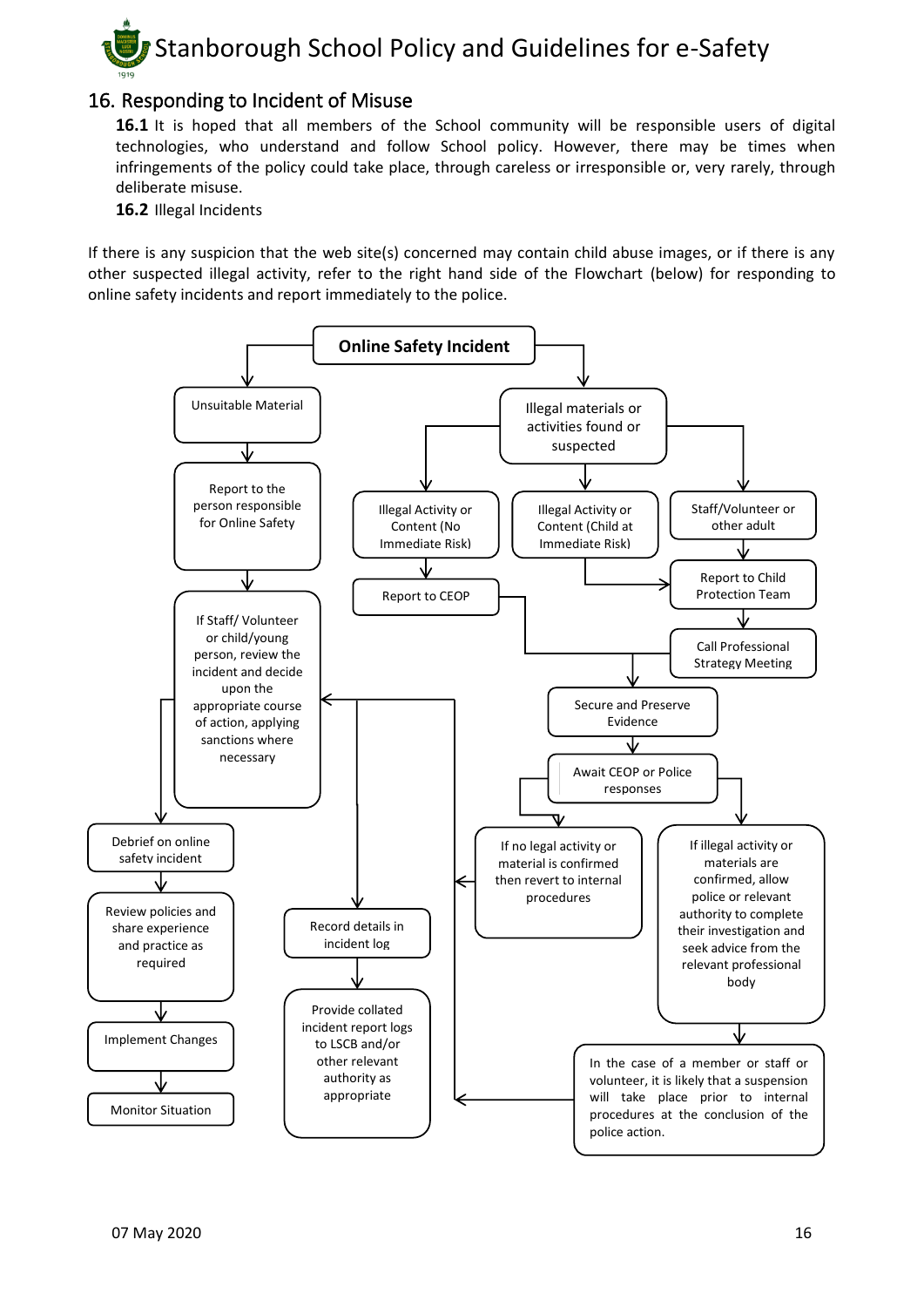## 16. Responding to Incident of Misuse

**16.1** It is hoped that all members of the School community will be responsible users of digital technologies, who understand and follow School policy. However, there may be times when infringements of the policy could take place, through careless or irresponsible or, very rarely, through deliberate misuse.

**16.2** Illegal Incidents

If there is any suspicion that the web site(s) concerned may contain child abuse images, or if there is any other suspected illegal activity, refer to the right hand side of the Flowchart (below) for responding to online safety incidents and report immediately to the police.

**Online Safety Incident**

Unsuitable Material

Report to the person responsible for Online Safety

If Staff/ Volunteer or child/young person, review the incident and decide upon the appropriate course of action, applying sanctions where necessary

Debrief on online safety incident

Review policies and share experience and practice as required

Implement Changes

Monitor Situation

Record details in incident log

Provide collated incident report logs to LSCB and/or other relevant authority as appropriate

Illegal materials or activities found or suspected

Illegal Activity or Content (No Immediate Risk)

Report to CEOP

Illegal Activity or Content (Child at Immediate Risk)

Staff/Volunteer or other adult

Report to Child Protection Team

Call Professional Strategy Meeting

Secure and Preserve Evidence

Await CEOP or Police responses

If no legal activity or material is confirmed then revert to internal procedures

If illegal activity or materials are confirmed, allow police or relevant authority to complete their investigation and seek advice from the relevant professional body

In the case of a member or staff or volunteer, it is likely that a suspension will take place prior to internal procedures at the conclusion of the police action.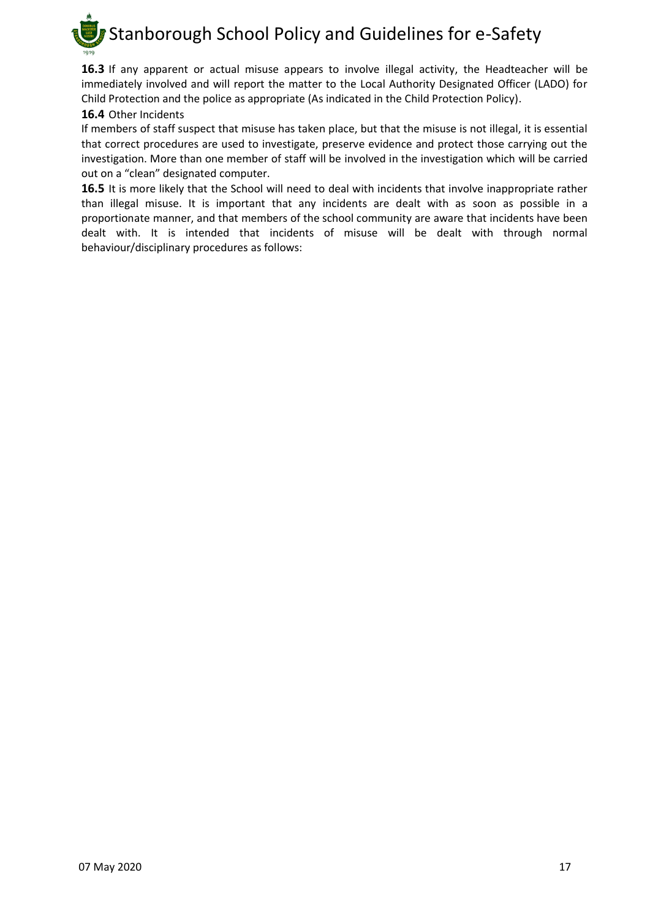**16.3** If any apparent or actual misuse appears to involve illegal activity, the Headteacher will be immediately involved and will report the matter to the Local Authority Designated Officer (LADO) for Child Protection and the police as appropriate (As indicated in the Child Protection Policy).

**16.4** Other Incidents

If members of staff suspect that misuse has taken place, but that the misuse is not illegal, it is essential that correct procedures are used to investigate, preserve evidence and protect those carrying out the investigation. More than one member of staff will be involved in the investigation which will be carried out on a "clean" designated computer.

**16.5** It is more likely that the School will need to deal with incidents that involve inappropriate rather than illegal misuse. It is important that any incidents are dealt with as soon as possible in a proportionate manner, and that members of the school community are aware that incidents have been dealt with. It is intended that incidents of misuse will be dealt with through normal behaviour/disciplinary procedures as follows: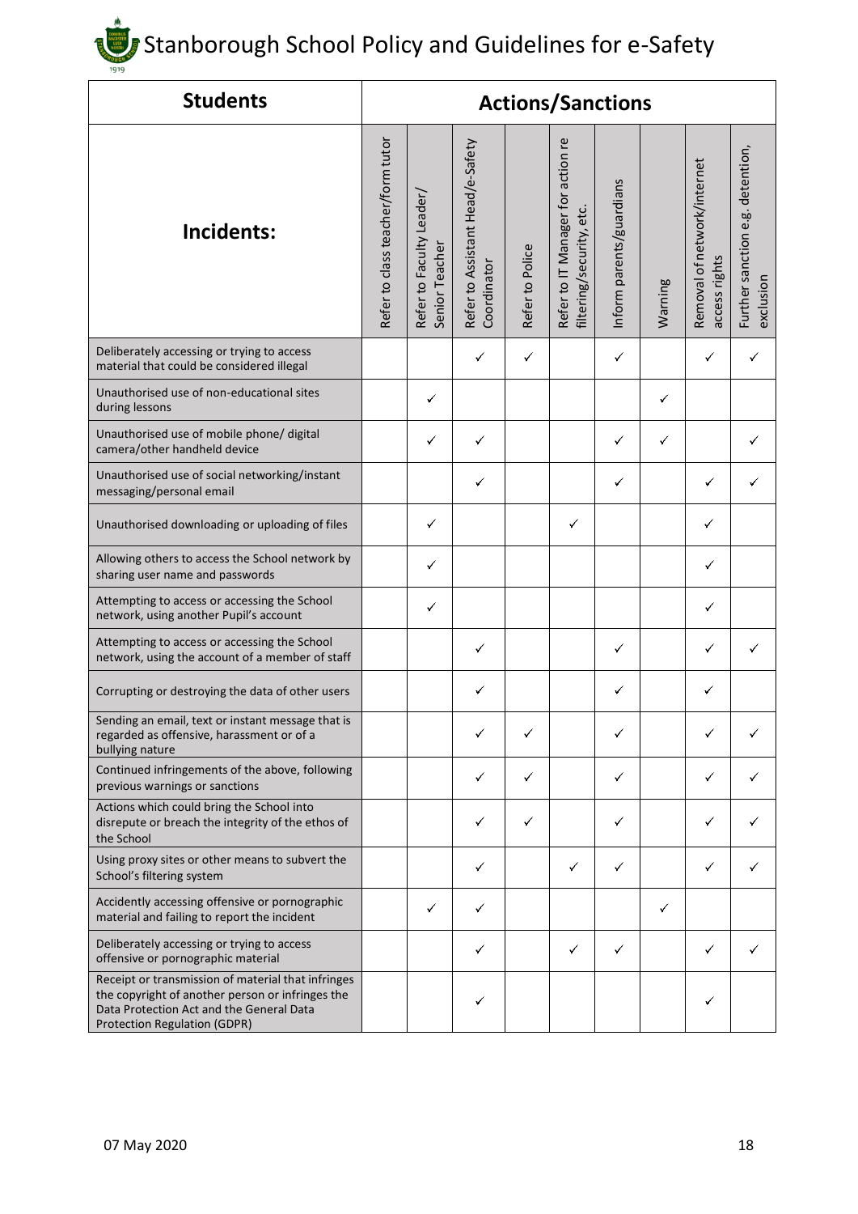| Students | Actions/Sanctions | | | | | | | | |
|---|---|---|---|---|---|---|---|---|---|
| **Incidents:** | Refer to class teacher/form tutor | Refer to Faculty Leader/ Senior Teacher | Refer to Assistant Head/e-Safety Coordinator | Refer to Police | Refer to IT Manager for action re filtering/security, etc. | Inform parents/guardians | Warning | Removal of network/internet access rights | Further sanction e.g. detention, exclusion |
| Deliberately accessing or trying to access material that could be considered illegal | | | ✓ | ✓ | | ✓ | | ✓ | ✓ |
| Unauthorised use of non-educational sites during lessons | | ✓ | | | | | ✓ | | |
| Unauthorised use of mobile phone/ digital camera/other handheld device | | ✓ | ✓ | | | ✓ | ✓ | | ✓ |
| Unauthorised use of social networking/instant messaging/personal email | | | ✓ | | | ✓ | | ✓ | ✓ |
| Unauthorised downloading or uploading of files | | ✓ | | | ✓ | | | ✓ | |
| Allowing others to access the School network by sharing user name and passwords | | ✓ | | | | | | ✓ | |
| Attempting to access or accessing the School network, using another Pupil's account | | ✓ | | | | | | ✓ | |
| Attempting to access or accessing the School network, using the account of a member of staff | | | ✓ | | | ✓ | | ✓ | ✓ |
| Corrupting or destroying the data of other users | | | ✓ | | | ✓ | | ✓ | |
| Sending an email, text or instant message that is regarded as offensive, harassment or of a bullying nature | | | ✓ | ✓ | | ✓ | | ✓ | ✓ |
| Continued infringements of the above, following previous warnings or sanctions | | | ✓ | ✓ | | ✓ | | ✓ | ✓ |
| Actions which could bring the School into disrepute or breach the integrity of the ethos of the School | | | ✓ | ✓ | | ✓ | | ✓ | ✓ |
| Using proxy sites or other means to subvert the School's filtering system | | | ✓ | | ✓ | ✓ | | ✓ | ✓ |
| Accidently accessing offensive or pornographic material and failing to report the incident | | ✓ | ✓ | | | | ✓ | | |
| Deliberately accessing or trying to access offensive or pornographic material | | | ✓ | | ✓ | ✓ | | ✓ | ✓ |
| Receipt or transmission of material that infringes the copyright of another person or infringes the Data Protection Act and the General Data Protection Regulation (GDPR) | | | ✓ | | | | | ✓ | |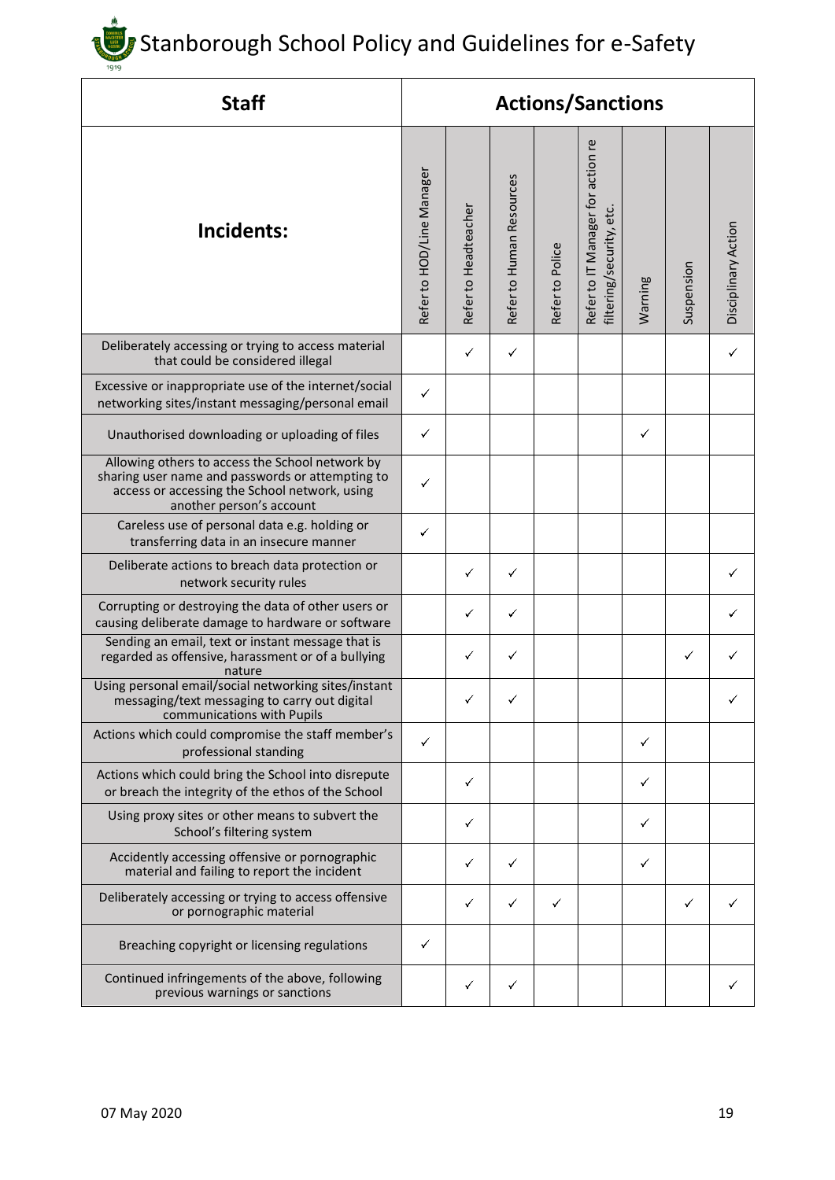| Staff | Actions/Sanctions | | | | | | | |
|---|---|---|---|---|---|---|---|---|
| Incidents: | Refer to HOD/Line Manager | Refer to Headteacher | Refer to Human Resources | Refer to Police | Refer to IT Manager for action re filtering/security, etc. | Warning | Suspension | Disciplinary Action |
| Deliberately accessing or trying to access material that could be considered illegal | | ✓ | ✓ | | | | | ✓ |
| Excessive or inappropriate use of the internet/social networking sites/instant messaging/personal email | ✓ | | | | | | | |
| Unauthorised downloading or uploading of files | ✓ | | | | | ✓ | | |
| Allowing others to access the School network by sharing user name and passwords or attempting to access or accessing the School network, using another person's account | ✓ | | | | | | | |
| Careless use of personal data e.g. holding or transferring data in an insecure manner | ✓ | | | | | | | |
| Deliberate actions to breach data protection or network security rules | | ✓ | ✓ | | | | | ✓ |
| Corrupting or destroying the data of other users or causing deliberate damage to hardware or software | | ✓ | ✓ | | | | | ✓ |
| Sending an email, text or instant message that is regarded as offensive, harassment or of a bullying nature | | ✓ | ✓ | | | | ✓ | ✓ |
| Using personal email/social networking sites/instant messaging/text messaging to carry out digital communications with Pupils | | ✓ | ✓ | | | | | ✓ |
| Actions which could compromise the staff member's professional standing | ✓ | | | | | ✓ | | |
| Actions which could bring the School into disrepute or breach the integrity of the ethos of the School | | ✓ | | | | ✓ | | |
| Using proxy sites or other means to subvert the School's filtering system | | ✓ | | | | ✓ | | |
| Accidently accessing offensive or pornographic material and failing to report the incident | | ✓ | ✓ | | | ✓ | | |
| Deliberately accessing or trying to access offensive or pornographic material | | ✓ | ✓ | ✓ | | | ✓ | ✓ |
| Breaching copyright or licensing regulations | ✓ | | | | | | | |
| Continued infringements of the above, following previous warnings or sanctions | | ✓ | ✓ | | | | | ✓ |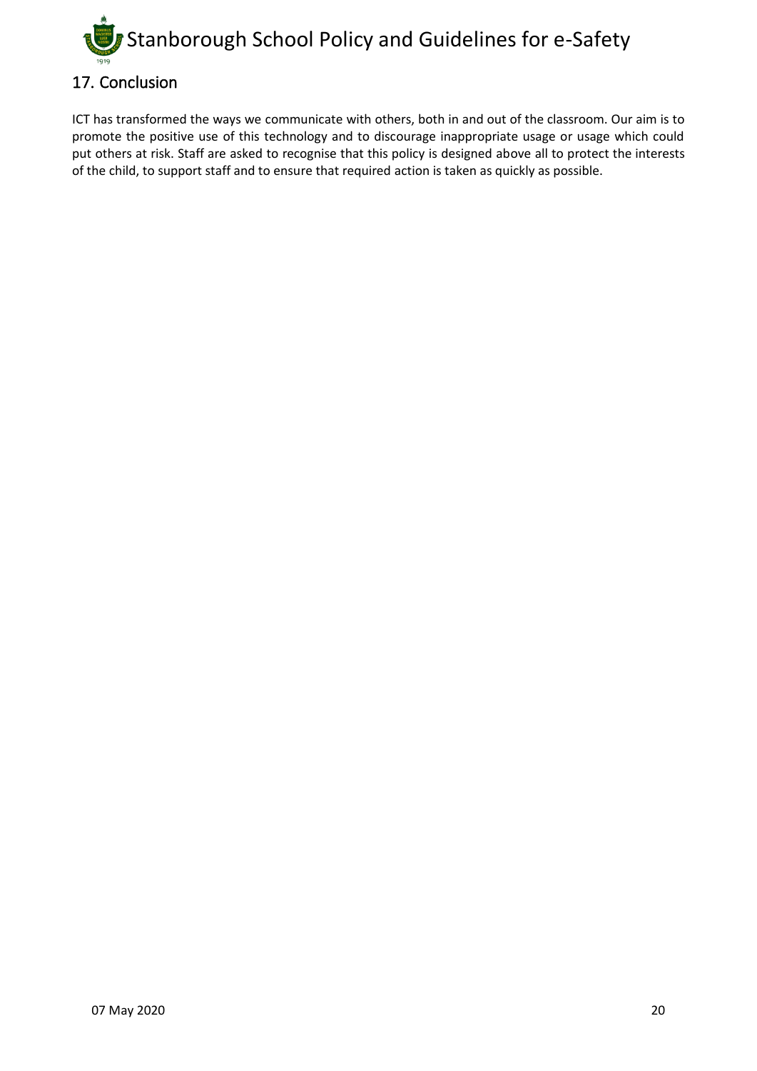## 17. Conclusion

ICT has transformed the ways we communicate with others, both in and out of the classroom. Our aim is to promote the positive use of this technology and to discourage inappropriate usage or usage which could put others at risk. Staff are asked to recognise that this policy is designed above all to protect the interests of the child, to support staff and to ensure that required action is taken as quickly as possible.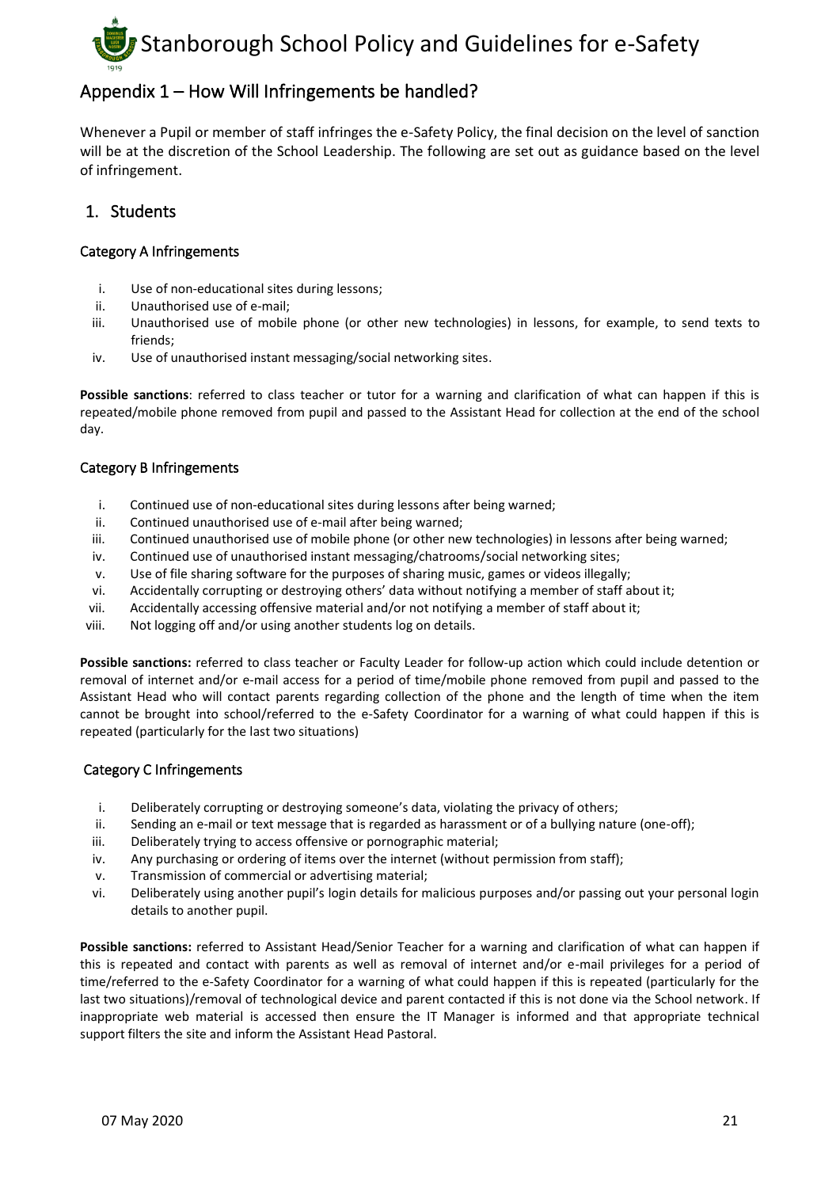## Appendix 1 – How Will Infringements be handled?

Whenever a Pupil or member of staff infringes the e-Safety Policy, the final decision on the level of sanction will be at the discretion of the School Leadership. The following are set out as guidance based on the level of infringement.

### 1. Students

#### Category A Infringements

i. Use of non-educational sites during lessons;
ii. Unauthorised use of e-mail;
iii. Unauthorised use of mobile phone (or other new technologies) in lessons, for example, to send texts to friends;
iv. Use of unauthorised instant messaging/social networking sites.

**Possible sanctions**: referred to class teacher or tutor for a warning and clarification of what can happen if this is repeated/mobile phone removed from pupil and passed to the Assistant Head for collection at the end of the school day.

#### Category B Infringements

i. Continued use of non-educational sites during lessons after being warned;
ii. Continued unauthorised use of e-mail after being warned;
iii. Continued unauthorised use of mobile phone (or other new technologies) in lessons after being warned;
iv. Continued use of unauthorised instant messaging/chatrooms/social networking sites;
v. Use of file sharing software for the purposes of sharing music, games or videos illegally;
vi. Accidentally corrupting or destroying others' data without notifying a member of staff about it;
vii. Accidentally accessing offensive material and/or not notifying a member of staff about it;
viii. Not logging off and/or using another students log on details.

**Possible sanctions:** referred to class teacher or Faculty Leader for follow-up action which could include detention or removal of internet and/or e-mail access for a period of time/mobile phone removed from pupil and passed to the Assistant Head who will contact parents regarding collection of the phone and the length of time when the item cannot be brought into school/referred to the e-Safety Coordinator for a warning of what could happen if this is repeated (particularly for the last two situations)

#### Category C Infringements

i. Deliberately corrupting or destroying someone's data, violating the privacy of others;
ii. Sending an e-mail or text message that is regarded as harassment or of a bullying nature (one-off);
iii. Deliberately trying to access offensive or pornographic material;
iv. Any purchasing or ordering of items over the internet (without permission from staff);
v. Transmission of commercial or advertising material;
vi. Deliberately using another pupil's login details for malicious purposes and/or passing out your personal login details to another pupil.

**Possible sanctions:** referred to Assistant Head/Senior Teacher for a warning and clarification of what can happen if this is repeated and contact with parents as well as removal of internet and/or e-mail privileges for a period of time/referred to the e-Safety Coordinator for a warning of what could happen if this is repeated (particularly for the last two situations)/removal of technological device and parent contacted if this is not done via the School network. If inappropriate web material is accessed then ensure the IT Manager is informed and that appropriate technical support filters the site and inform the Assistant Head Pastoral.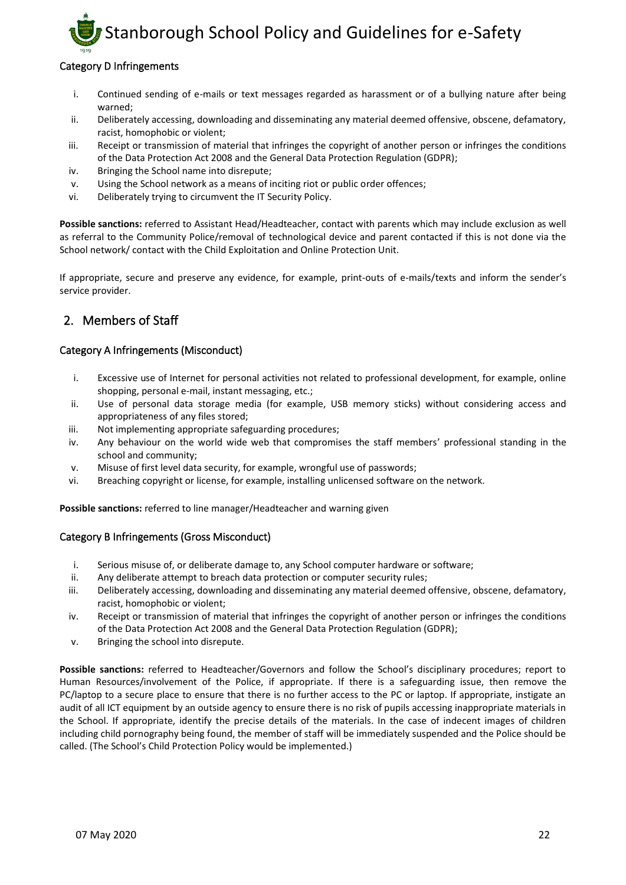### Category D Infringements

i. Continued sending of e-mails or text messages regarded as harassment or of a bullying nature after being warned;
ii. Deliberately accessing, downloading and disseminating any material deemed offensive, obscene, defamatory, racist, homophobic or violent;
iii. Receipt or transmission of material that infringes the copyright of another person or infringes the conditions of the Data Protection Act 2008 and the General Data Protection Regulation (GDPR);
iv. Bringing the School name into disrepute;
v. Using the School network as a means of inciting riot or public order offences;
vi. Deliberately trying to circumvent the IT Security Policy.

**Possible sanctions:** referred to Assistant Head/Headteacher, contact with parents which may include exclusion as well as referral to the Community Police/removal of technological device and parent contacted if this is not done via the School network/ contact with the Child Exploitation and Online Protection Unit.

If appropriate, secure and preserve any evidence, for example, print-outs of e-mails/texts and inform the sender's service provider.

## 2. Members of Staff

### Category A Infringements (Misconduct)

i. Excessive use of Internet for personal activities not related to professional development, for example, online shopping, personal e-mail, instant messaging, etc.;
ii. Use of personal data storage media (for example, USB memory sticks) without considering access and appropriateness of any files stored;
iii. Not implementing appropriate safeguarding procedures;
iv. Any behaviour on the world wide web that compromises the staff members' professional standing in the school and community;
v. Misuse of first level data security, for example, wrongful use of passwords;
vi. Breaching copyright or license, for example, installing unlicensed software on the network.

**Possible sanctions:** referred to line manager/Headteacher and warning given

### Category B Infringements (Gross Misconduct)

i. Serious misuse of, or deliberate damage to, any School computer hardware or software;
ii. Any deliberate attempt to breach data protection or computer security rules;
iii. Deliberately accessing, downloading and disseminating any material deemed offensive, obscene, defamatory, racist, homophobic or violent;
iv. Receipt or transmission of material that infringes the copyright of another person or infringes the conditions of the Data Protection Act 2008 and the General Data Protection Regulation (GDPR);
v. Bringing the school into disrepute.

**Possible sanctions:** referred to Headteacher/Governors and follow the School's disciplinary procedures; report to Human Resources/involvement of the Police, if appropriate. If there is a safeguarding issue, then remove the PC/laptop to a secure place to ensure that there is no further access to the PC or laptop. If appropriate, instigate an audit of all ICT equipment by an outside agency to ensure there is no risk of pupils accessing inappropriate materials in the School. If appropriate, identify the precise details of the materials. In the case of indecent images of children including child pornography being found, the member of staff will be immediately suspended and the Police should be called. (The School's Child Protection Policy would be implemented.)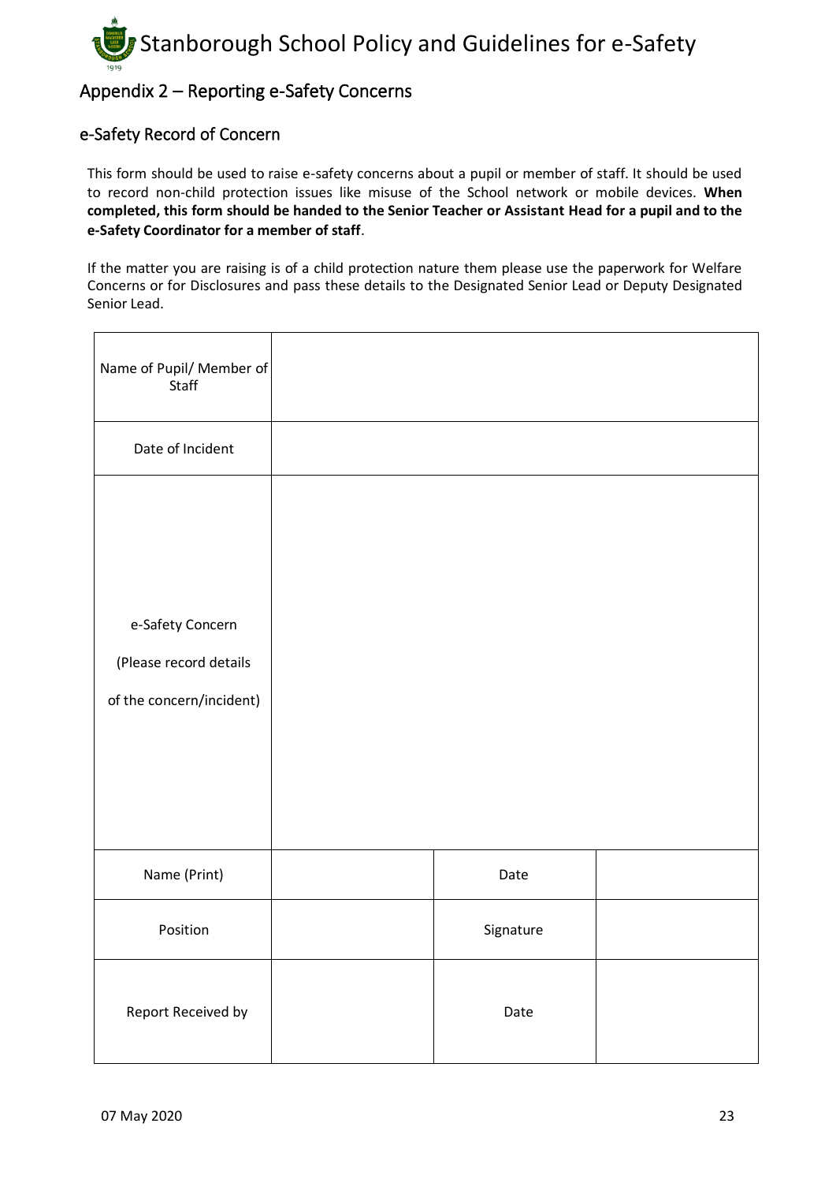## Appendix 2 – Reporting e-Safety Concerns

### e-Safety Record of Concern

This form should be used to raise e-safety concerns about a pupil or member of staff. It should be used to record non-child protection issues like misuse of the School network or mobile devices. **When completed, this form should be handed to the Senior Teacher or Assistant Head for a pupil and to the e-Safety Coordinator for a member of staff**.

If the matter you are raising is of a child protection nature them please use the paperwork for Welfare Concerns or for Disclosures and pass these details to the Designated Senior Lead or Deputy Designated Senior Lead.

| | | | |
|---|---|---|---|
| Name of Pupil/ Member of Staff | | | |
| Date of Incident | | | |
| e-Safety Concern (Please record details of the concern/incident) | | | |
| Name (Print) | | Date | |
| Position | | Signature | |
| Report Received by | | Date | |

07 May 2020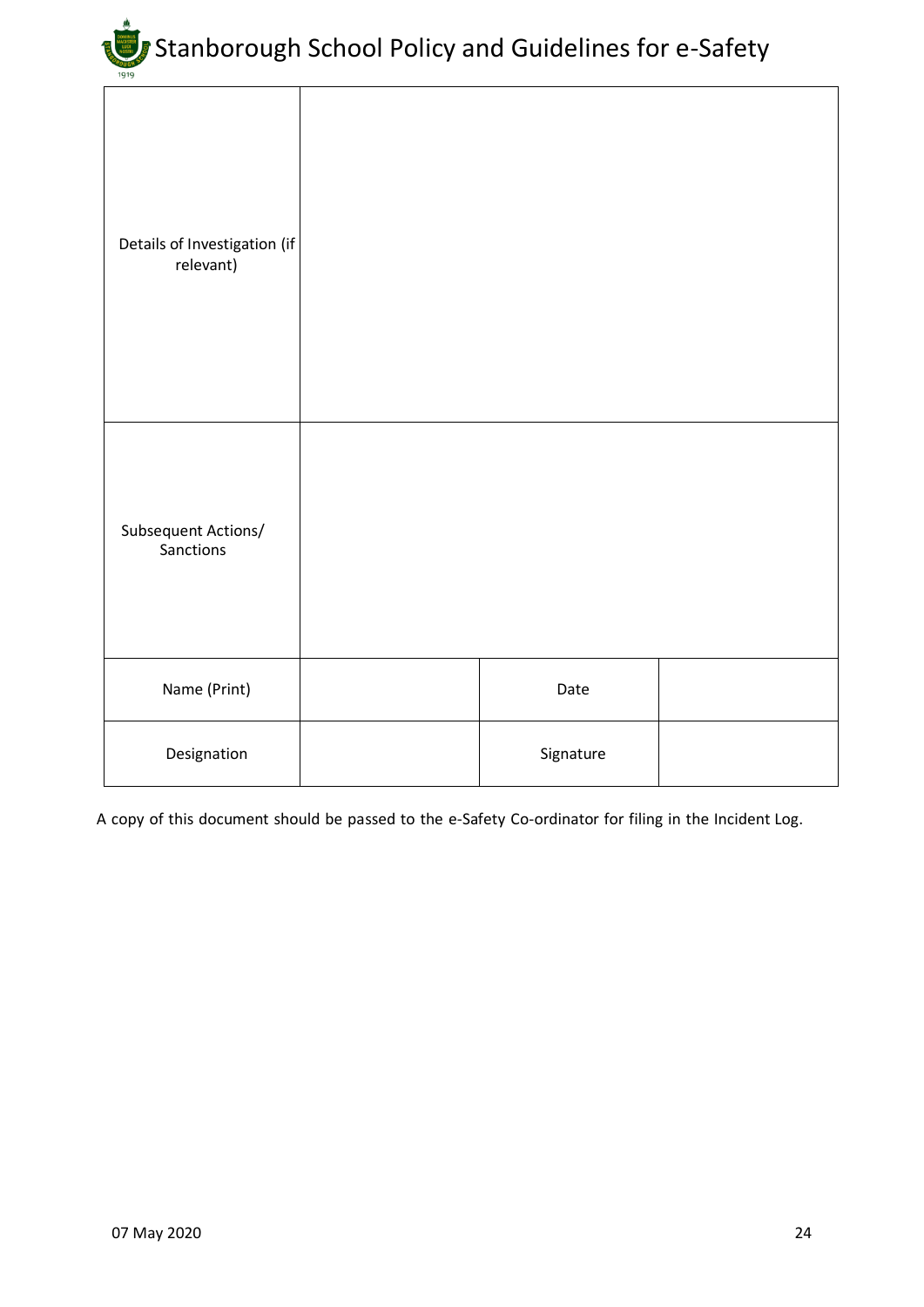| | | | |
|---|---|---|---|
| Details of Investigation (if relevant) | | | |
| Subsequent Actions/ Sanctions | | | |
| Name (Print) | | Date | |
| Designation | | Signature | |

A copy of this document should be passed to the e-Safety Co-ordinator for filing in the Incident Log.